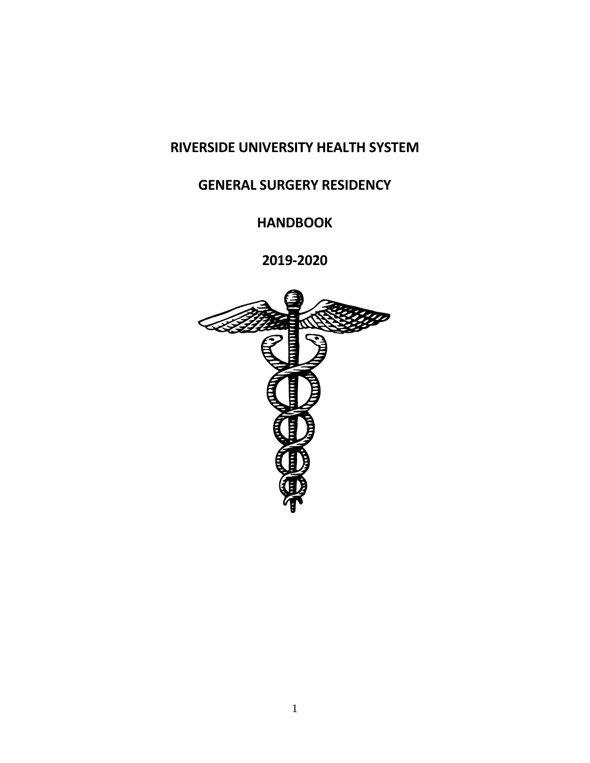# RIVERSIDE UNIVERSITY HEALTH SYSTEM

# GENERAL SURGERY RESIDENCY

# HANDBOOK

# 2019-2020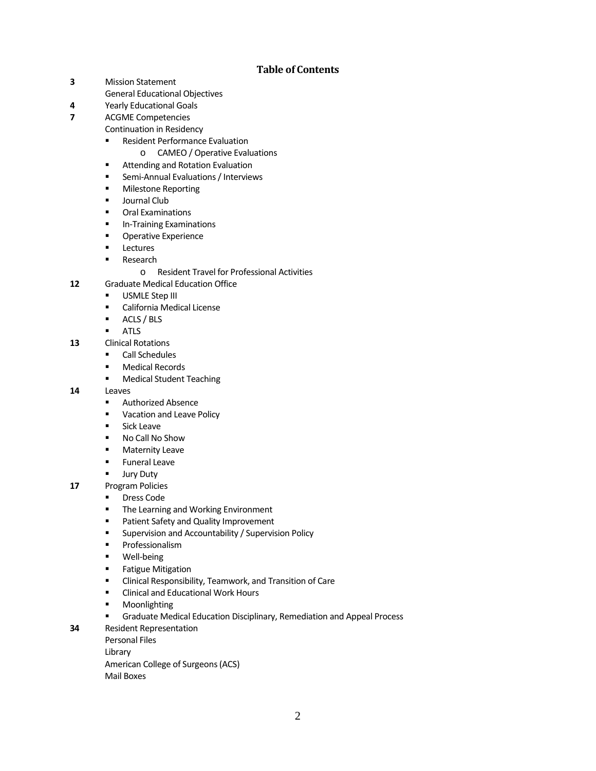## Table of Contents

**3** Mission Statement
General Educational Objectives

**4** Yearly Educational Goals

**7** ACGME Competencies
Continuation in Residency

- Resident Performance Evaluation
  - CAMEO / Operative Evaluations
- Attending and Rotation Evaluation
- Semi-Annual Evaluations / Interviews
- Milestone Reporting
- Journal Club
- Oral Examinations
- In-Training Examinations
- Operative Experience
- Lectures
- Research
  - Resident Travel for Professional Activities

**12** Graduate Medical Education Office

- USMLE Step III
- California Medical License
- ACLS / BLS
- ATLS

**13** Clinical Rotations

- Call Schedules
- Medical Records
- Medical Student Teaching

**14** Leaves

- Authorized Absence
- Vacation and Leave Policy
- Sick Leave
- No Call No Show
- Maternity Leave
- Funeral Leave
- Jury Duty

**17** Program Policies

- Dress Code
- The Learning and Working Environment
- Patient Safety and Quality Improvement
- Supervision and Accountability / Supervision Policy
- Professionalism
- Well-being
- Fatigue Mitigation
- Clinical Responsibility, Teamwork, and Transition of Care
- Clinical and Educational Work Hours
- Moonlighting
- Graduate Medical Education Disciplinary, Remediation and Appeal Process

**34** Resident Representation
Personal Files
Library
American College of Surgeons (ACS)
Mail Boxes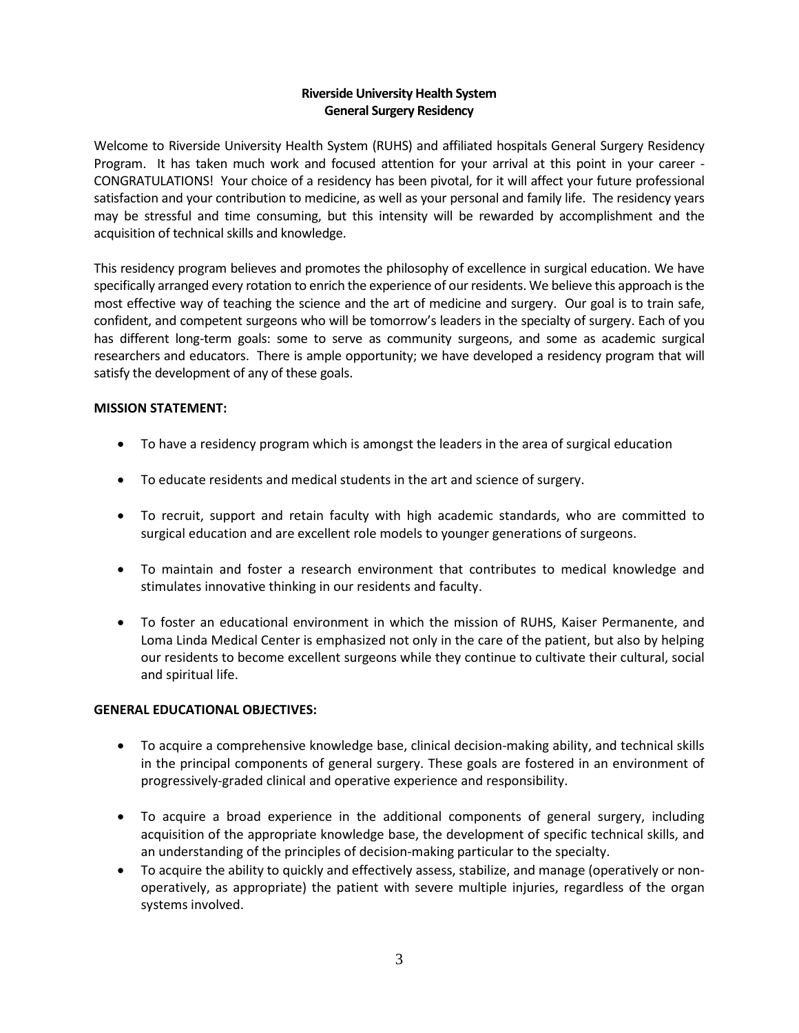# Riverside University Health System
## General Surgery Residency

Welcome to Riverside University Health System (RUHS) and affiliated hospitals General Surgery Residency Program. It has taken much work and focused attention for your arrival at this point in your career - CONGRATULATIONS! Your choice of a residency has been pivotal, for it will affect your future professional satisfaction and your contribution to medicine, as well as your personal and family life. The residency years may be stressful and time consuming, but this intensity will be rewarded by accomplishment and the acquisition of technical skills and knowledge.

This residency program believes and promotes the philosophy of excellence in surgical education. We have specifically arranged every rotation to enrich the experience of our residents. We believe this approach is the most effective way of teaching the science and the art of medicine and surgery. Our goal is to train safe, confident, and competent surgeons who will be tomorrow's leaders in the specialty of surgery. Each of you has different long-term goals: some to serve as community surgeons, and some as academic surgical researchers and educators. There is ample opportunity; we have developed a residency program that will satisfy the development of any of these goals.

**MISSION STATEMENT:**

- To have a residency program which is amongst the leaders in the area of surgical education
- To educate residents and medical students in the art and science of surgery.
- To recruit, support and retain faculty with high academic standards, who are committed to surgical education and are excellent role models to younger generations of surgeons.
- To maintain and foster a research environment that contributes to medical knowledge and stimulates innovative thinking in our residents and faculty.
- To foster an educational environment in which the mission of RUHS, Kaiser Permanente, and Loma Linda Medical Center is emphasized not only in the care of the patient, but also by helping our residents to become excellent surgeons while they continue to cultivate their cultural, social and spiritual life.

**GENERAL EDUCATIONAL OBJECTIVES:**

- To acquire a comprehensive knowledge base, clinical decision-making ability, and technical skills in the principal components of general surgery. These goals are fostered in an environment of progressively-graded clinical and operative experience and responsibility.
- To acquire a broad experience in the additional components of general surgery, including acquisition of the appropriate knowledge base, the development of specific technical skills, and an understanding of the principles of decision-making particular to the specialty.
- To acquire the ability to quickly and effectively assess, stabilize, and manage (operatively or non-operatively, as appropriate) the patient with severe multiple injuries, regardless of the organ systems involved.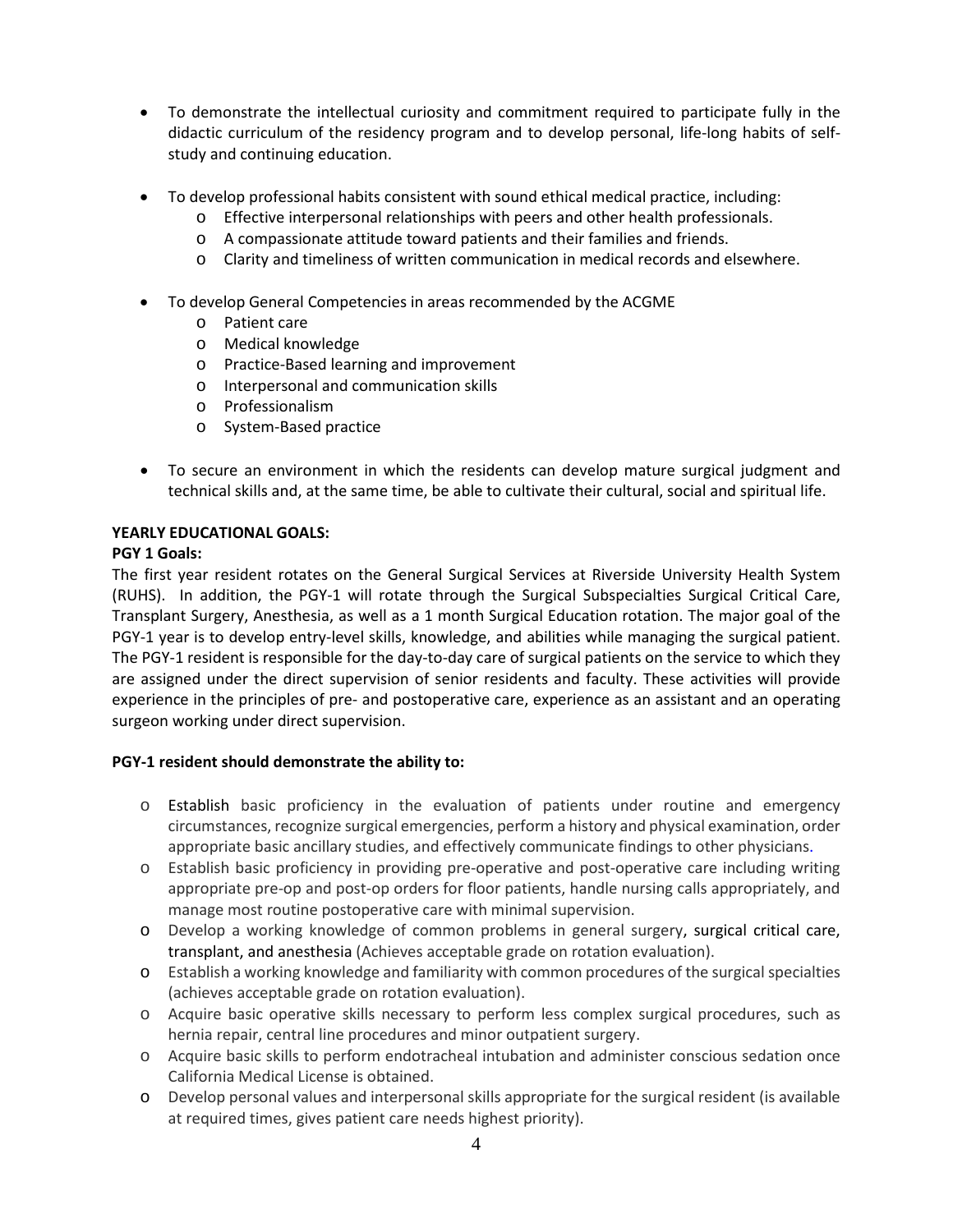- To demonstrate the intellectual curiosity and commitment required to participate fully in the didactic curriculum of the residency program and to develop personal, life-long habits of self-study and continuing education.

- To develop professional habits consistent with sound ethical medical practice, including:
  - Effective interpersonal relationships with peers and other health professionals.
  - A compassionate attitude toward patients and their families and friends.
  - Clarity and timeliness of written communication in medical records and elsewhere.

- To develop General Competencies in areas recommended by the ACGME
  - Patient care
  - Medical knowledge
  - Practice-Based learning and improvement
  - Interpersonal and communication skills
  - Professionalism
  - System-Based practice

- To secure an environment in which the residents can develop mature surgical judgment and technical skills and, at the same time, be able to cultivate their cultural, social and spiritual life.

**YEARLY EDUCATIONAL GOALS:**

**PGY 1 Goals:**

The first year resident rotates on the General Surgical Services at Riverside University Health System (RUHS). In addition, the PGY-1 will rotate through the Surgical Subspecialties Surgical Critical Care, Transplant Surgery, Anesthesia, as well as a 1 month Surgical Education rotation. The major goal of the PGY-1 year is to develop entry-level skills, knowledge, and abilities while managing the surgical patient. The PGY-1 resident is responsible for the day-to-day care of surgical patients on the service to which they are assigned under the direct supervision of senior residents and faculty. These activities will provide experience in the principles of pre- and postoperative care, experience as an assistant and an operating surgeon working under direct supervision.

**PGY-1 resident should demonstrate the ability to:**

- Establish basic proficiency in the evaluation of patients under routine and emergency circumstances, recognize surgical emergencies, perform a history and physical examination, order appropriate basic ancillary studies, and effectively communicate findings to other physicians.
- Establish basic proficiency in providing pre-operative and post-operative care including writing appropriate pre-op and post-op orders for floor patients, handle nursing calls appropriately, and manage most routine postoperative care with minimal supervision.
- Develop a working knowledge of common problems in general surgery, surgical critical care, transplant, and anesthesia (Achieves acceptable grade on rotation evaluation).
- Establish a working knowledge and familiarity with common procedures of the surgical specialties (achieves acceptable grade on rotation evaluation).
- Acquire basic operative skills necessary to perform less complex surgical procedures, such as hernia repair, central line procedures and minor outpatient surgery.
- Acquire basic skills to perform endotracheal intubation and administer conscious sedation once California Medical License is obtained.
- Develop personal values and interpersonal skills appropriate for the surgical resident (is available at required times, gives patient care needs highest priority).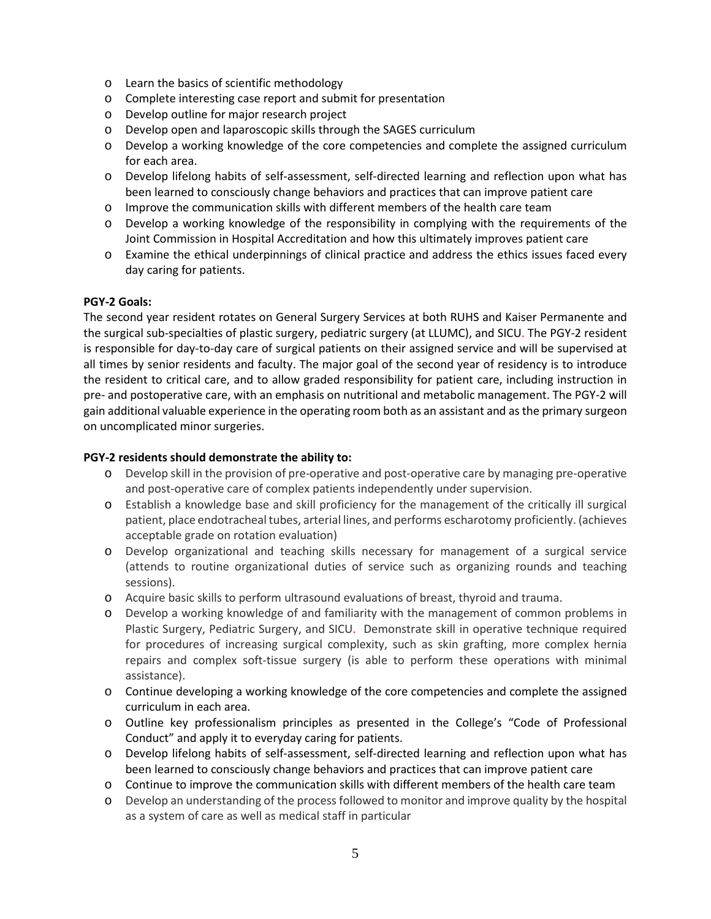- Learn the basics of scientific methodology
- Complete interesting case report and submit for presentation
- Develop outline for major research project
- Develop open and laparoscopic skills through the SAGES curriculum
- Develop a working knowledge of the core competencies and complete the assigned curriculum for each area.
- Develop lifelong habits of self-assessment, self-directed learning and reflection upon what has been learned to consciously change behaviors and practices that can improve patient care
- Improve the communication skills with different members of the health care team
- Develop a working knowledge of the responsibility in complying with the requirements of the Joint Commission in Hospital Accreditation and how this ultimately improves patient care
- Examine the ethical underpinnings of clinical practice and address the ethics issues faced every day caring for patients.

**PGY-2 Goals:**

The second year resident rotates on General Surgery Services at both RUHS and Kaiser Permanente and the surgical sub-specialties of plastic surgery, pediatric surgery (at LLUMC), and SICU. The PGY-2 resident is responsible for day-to-day care of surgical patients on their assigned service and will be supervised at all times by senior residents and faculty. The major goal of the second year of residency is to introduce the resident to critical care, and to allow graded responsibility for patient care, including instruction in pre- and postoperative care, with an emphasis on nutritional and metabolic management. The PGY-2 will gain additional valuable experience in the operating room both as an assistant and as the primary surgeon on uncomplicated minor surgeries.

**PGY-2 residents should demonstrate the ability to:**

- Develop skill in the provision of pre-operative and post-operative care by managing pre-operative and post-operative care of complex patients independently under supervision.
- Establish a knowledge base and skill proficiency for the management of the critically ill surgical patient, place endotracheal tubes, arterial lines, and performs escharotomy proficiently. (achieves acceptable grade on rotation evaluation)
- Develop organizational and teaching skills necessary for management of a surgical service (attends to routine organizational duties of service such as organizing rounds and teaching sessions).
- Acquire basic skills to perform ultrasound evaluations of breast, thyroid and trauma.
- Develop a working knowledge of and familiarity with the management of common problems in Plastic Surgery, Pediatric Surgery, and SICU. Demonstrate skill in operative technique required for procedures of increasing surgical complexity, such as skin grafting, more complex hernia repairs and complex soft-tissue surgery (is able to perform these operations with minimal assistance).
- Continue developing a working knowledge of the core competencies and complete the assigned curriculum in each area.
- Outline key professionalism principles as presented in the College's "Code of Professional Conduct" and apply it to everyday caring for patients.
- Develop lifelong habits of self-assessment, self-directed learning and reflection upon what has been learned to consciously change behaviors and practices that can improve patient care
- Continue to improve the communication skills with different members of the health care team
- Develop an understanding of the process followed to monitor and improve quality by the hospital as a system of care as well as medical staff in particular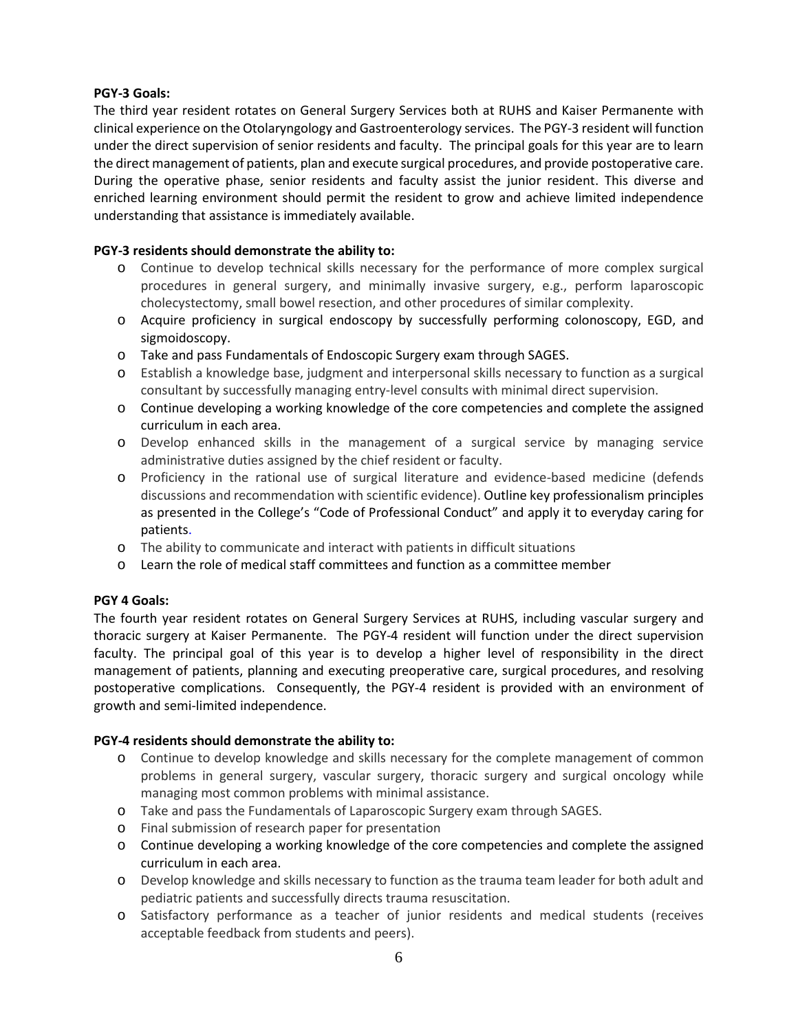**PGY-3 Goals:**

The third year resident rotates on General Surgery Services both at RUHS and Kaiser Permanente with clinical experience on the Otolaryngology and Gastroenterology services. The PGY-3 resident will function under the direct supervision of senior residents and faculty. The principal goals for this year are to learn the direct management of patients, plan and execute surgical procedures, and provide postoperative care. During the operative phase, senior residents and faculty assist the junior resident. This diverse and enriched learning environment should permit the resident to grow and achieve limited independence understanding that assistance is immediately available.

**PGY-3 residents should demonstrate the ability to:**

- Continue to develop technical skills necessary for the performance of more complex surgical procedures in general surgery, and minimally invasive surgery, e.g., perform laparoscopic cholecystectomy, small bowel resection, and other procedures of similar complexity.
- Acquire proficiency in surgical endoscopy by successfully performing colonoscopy, EGD, and sigmoidoscopy.
- Take and pass Fundamentals of Endoscopic Surgery exam through SAGES.
- Establish a knowledge base, judgment and interpersonal skills necessary to function as a surgical consultant by successfully managing entry-level consults with minimal direct supervision.
- Continue developing a working knowledge of the core competencies and complete the assigned curriculum in each area.
- Develop enhanced skills in the management of a surgical service by managing service administrative duties assigned by the chief resident or faculty.
- Proficiency in the rational use of surgical literature and evidence-based medicine (defends discussions and recommendation with scientific evidence). Outline key professionalism principles as presented in the College's "Code of Professional Conduct" and apply it to everyday caring for patients.
- The ability to communicate and interact with patients in difficult situations
- Learn the role of medical staff committees and function as a committee member

**PGY 4 Goals:**

The fourth year resident rotates on General Surgery Services at RUHS, including vascular surgery and thoracic surgery at Kaiser Permanente. The PGY-4 resident will function under the direct supervision faculty. The principal goal of this year is to develop a higher level of responsibility in the direct management of patients, planning and executing preoperative care, surgical procedures, and resolving postoperative complications. Consequently, the PGY-4 resident is provided with an environment of growth and semi-limited independence.

**PGY-4 residents should demonstrate the ability to:**

- Continue to develop knowledge and skills necessary for the complete management of common problems in general surgery, vascular surgery, thoracic surgery and surgical oncology while managing most common problems with minimal assistance.
- Take and pass the Fundamentals of Laparoscopic Surgery exam through SAGES.
- Final submission of research paper for presentation
- Continue developing a working knowledge of the core competencies and complete the assigned curriculum in each area.
- Develop knowledge and skills necessary to function as the trauma team leader for both adult and pediatric patients and successfully directs trauma resuscitation.
- Satisfactory performance as a teacher of junior residents and medical students (receives acceptable feedback from students and peers).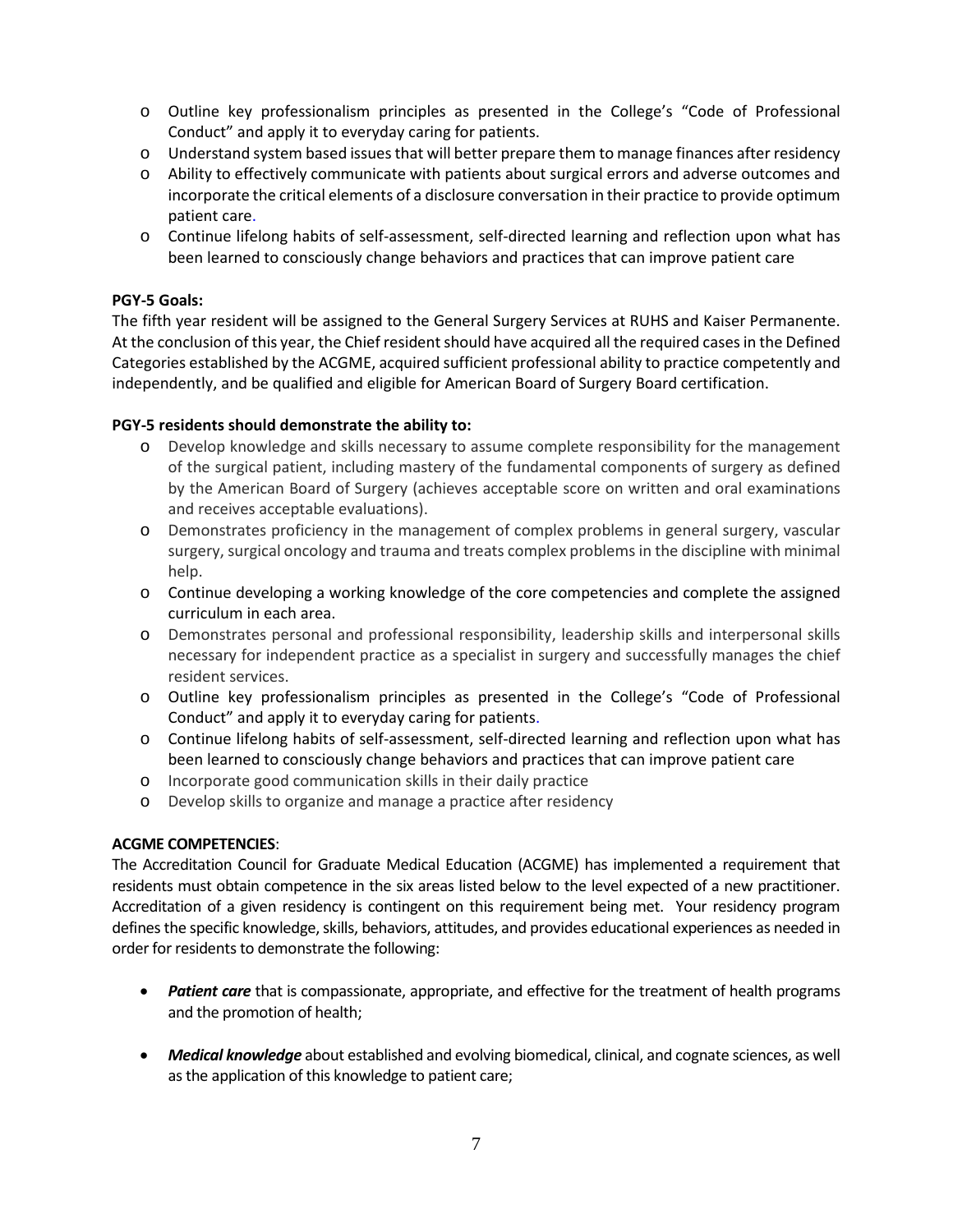- Outline key professionalism principles as presented in the College's "Code of Professional Conduct" and apply it to everyday caring for patients.
- Understand system based issues that will better prepare them to manage finances after residency
- Ability to effectively communicate with patients about surgical errors and adverse outcomes and incorporate the critical elements of a disclosure conversation in their practice to provide optimum patient care.
- Continue lifelong habits of self-assessment, self-directed learning and reflection upon what has been learned to consciously change behaviors and practices that can improve patient care

**PGY-5 Goals:**
The fifth year resident will be assigned to the General Surgery Services at RUHS and Kaiser Permanente. At the conclusion of this year, the Chief resident should have acquired all the required cases in the Defined Categories established by the ACGME, acquired sufficient professional ability to practice competently and independently, and be qualified and eligible for American Board of Surgery Board certification.

**PGY-5 residents should demonstrate the ability to:**

- Develop knowledge and skills necessary to assume complete responsibility for the management of the surgical patient, including mastery of the fundamental components of surgery as defined by the American Board of Surgery (achieves acceptable score on written and oral examinations and receives acceptable evaluations).
- Demonstrates proficiency in the management of complex problems in general surgery, vascular surgery, surgical oncology and trauma and treats complex problems in the discipline with minimal help.
- Continue developing a working knowledge of the core competencies and complete the assigned curriculum in each area.
- Demonstrates personal and professional responsibility, leadership skills and interpersonal skills necessary for independent practice as a specialist in surgery and successfully manages the chief resident services.
- Outline key professionalism principles as presented in the College's "Code of Professional Conduct" and apply it to everyday caring for patients.
- Continue lifelong habits of self-assessment, self-directed learning and reflection upon what has been learned to consciously change behaviors and practices that can improve patient care
- Incorporate good communication skills in their daily practice
- Develop skills to organize and manage a practice after residency

**ACGME COMPETENCIES**:
The Accreditation Council for Graduate Medical Education (ACGME) has implemented a requirement that residents must obtain competence in the six areas listed below to the level expected of a new practitioner. Accreditation of a given residency is contingent on this requirement being met. Your residency program defines the specific knowledge, skills, behaviors, attitudes, and provides educational experiences as needed in order for residents to demonstrate the following:

- ***Patient care*** that is compassionate, appropriate, and effective for the treatment of health programs and the promotion of health;
- ***Medical knowledge*** about established and evolving biomedical, clinical, and cognate sciences, as well as the application of this knowledge to patient care;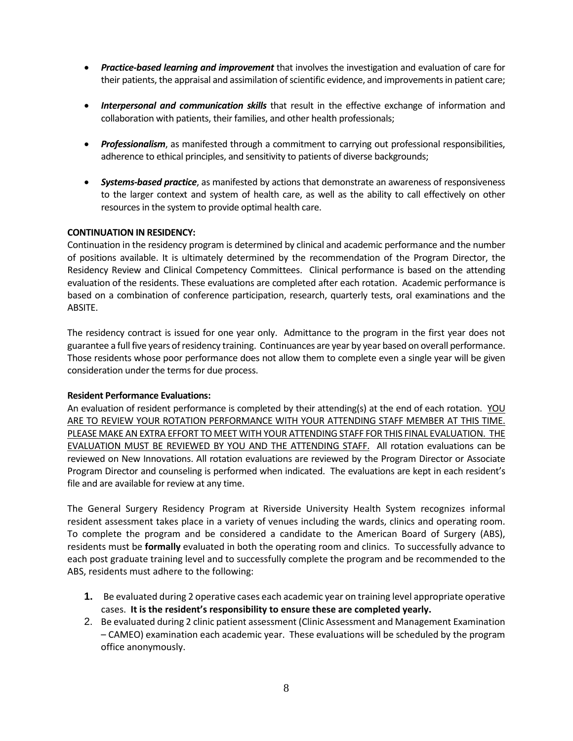- ***Practice-based learning and improvement*** that involves the investigation and evaluation of care for their patients, the appraisal and assimilation of scientific evidence, and improvements in patient care;

- ***Interpersonal and communication skills*** that result in the effective exchange of information and collaboration with patients, their families, and other health professionals;

- ***Professionalism***, as manifested through a commitment to carrying out professional responsibilities, adherence to ethical principles, and sensitivity to patients of diverse backgrounds;

- ***Systems-based practice***, as manifested by actions that demonstrate an awareness of responsiveness to the larger context and system of health care, as well as the ability to call effectively on other resources in the system to provide optimal health care.

**CONTINUATION IN RESIDENCY:**

Continuation in the residency program is determined by clinical and academic performance and the number of positions available. It is ultimately determined by the recommendation of the Program Director, the Residency Review and Clinical Competency Committees. Clinical performance is based on the attending evaluation of the residents. These evaluations are completed after each rotation. Academic performance is based on a combination of conference participation, research, quarterly tests, oral examinations and the ABSITE.

The residency contract is issued for one year only. Admittance to the program in the first year does not guarantee a full five years of residency training. Continuances are year by year based on overall performance. Those residents whose poor performance does not allow them to complete even a single year will be given consideration under the terms for due process.

**Resident Performance Evaluations:**

An evaluation of resident performance is completed by their attending(s) at the end of each rotation. <u>YOU ARE TO REVIEW YOUR ROTATION PERFORMANCE WITH YOUR ATTENDING STAFF MEMBER AT THIS TIME. PLEASE MAKE AN EXTRA EFFORT TO MEET WITH YOUR ATTENDING STAFF FOR THIS FINAL EVALUATION. THE EVALUATION MUST BE REVIEWED BY YOU AND THE ATTENDING STAFF.</u> All rotation evaluations can be reviewed on New Innovations. All rotation evaluations are reviewed by the Program Director or Associate Program Director and counseling is performed when indicated. The evaluations are kept in each resident's file and are available for review at any time.

The General Surgery Residency Program at Riverside University Health System recognizes informal resident assessment takes place in a variety of venues including the wards, clinics and operating room. To complete the program and be considered a candidate to the American Board of Surgery (ABS), residents must be **formally** evaluated in both the operating room and clinics. To successfully advance to each post graduate training level and to successfully complete the program and be recommended to the ABS, residents must adhere to the following:

1. Be evaluated during 2 operative cases each academic year on training level appropriate operative cases. **It is the resident's responsibility to ensure these are completed yearly.**
2. Be evaluated during 2 clinic patient assessment (Clinic Assessment and Management Examination – CAMEO) examination each academic year. These evaluations will be scheduled by the program office anonymously.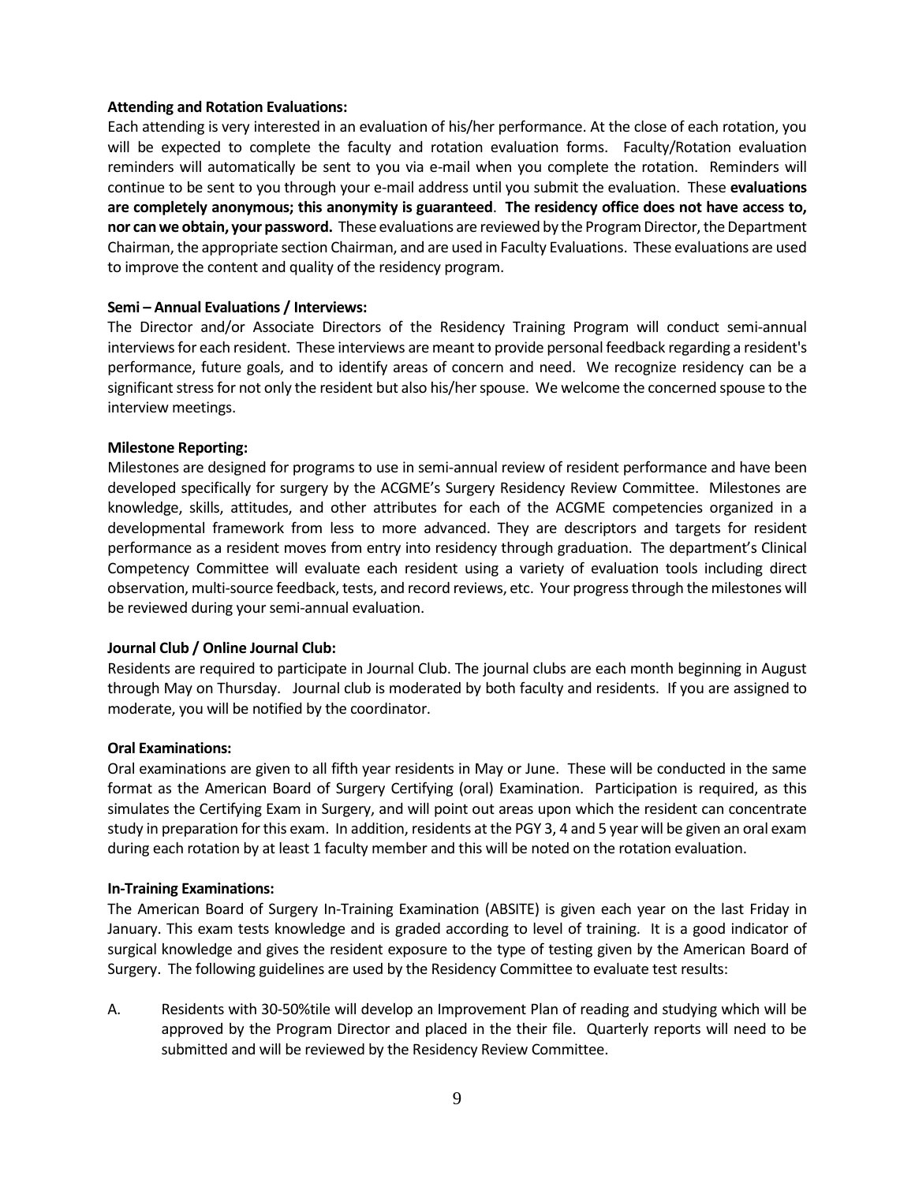**Attending and Rotation Evaluations:**

Each attending is very interested in an evaluation of his/her performance. At the close of each rotation, you will be expected to complete the faculty and rotation evaluation forms. Faculty/Rotation evaluation reminders will automatically be sent to you via e-mail when you complete the rotation. Reminders will continue to be sent to you through your e-mail address until you submit the evaluation. These **evaluations are completely anonymous; this anonymity is guaranteed**. **The residency office does not have access to, nor can we obtain, your password.** These evaluations are reviewed by the Program Director, the Department Chairman, the appropriate section Chairman, and are used in Faculty Evaluations. These evaluations are used to improve the content and quality of the residency program.

**Semi – Annual Evaluations / Interviews:**

The Director and/or Associate Directors of the Residency Training Program will conduct semi-annual interviews for each resident. These interviews are meant to provide personal feedback regarding a resident's performance, future goals, and to identify areas of concern and need. We recognize residency can be a significant stress for not only the resident but also his/her spouse. We welcome the concerned spouse to the interview meetings.

**Milestone Reporting:**

Milestones are designed for programs to use in semi-annual review of resident performance and have been developed specifically for surgery by the ACGME's Surgery Residency Review Committee. Milestones are knowledge, skills, attitudes, and other attributes for each of the ACGME competencies organized in a developmental framework from less to more advanced. They are descriptors and targets for resident performance as a resident moves from entry into residency through graduation. The department's Clinical Competency Committee will evaluate each resident using a variety of evaluation tools including direct observation, multi-source feedback, tests, and record reviews, etc. Your progress through the milestones will be reviewed during your semi-annual evaluation.

**Journal Club / Online Journal Club:**

Residents are required to participate in Journal Club. The journal clubs are each month beginning in August through May on Thursday. Journal club is moderated by both faculty and residents. If you are assigned to moderate, you will be notified by the coordinator.

**Oral Examinations:**

Oral examinations are given to all fifth year residents in May or June. These will be conducted in the same format as the American Board of Surgery Certifying (oral) Examination. Participation is required, as this simulates the Certifying Exam in Surgery, and will point out areas upon which the resident can concentrate study in preparation for this exam. In addition, residents at the PGY 3, 4 and 5 year will be given an oral exam during each rotation by at least 1 faculty member and this will be noted on the rotation evaluation.

**In-Training Examinations:**

The American Board of Surgery In-Training Examination (ABSITE) is given each year on the last Friday in January. This exam tests knowledge and is graded according to level of training. It is a good indicator of surgical knowledge and gives the resident exposure to the type of testing given by the American Board of Surgery. The following guidelines are used by the Residency Committee to evaluate test results:

A. Residents with 30-50%tile will develop an Improvement Plan of reading and studying which will be approved by the Program Director and placed in the their file. Quarterly reports will need to be submitted and will be reviewed by the Residency Review Committee.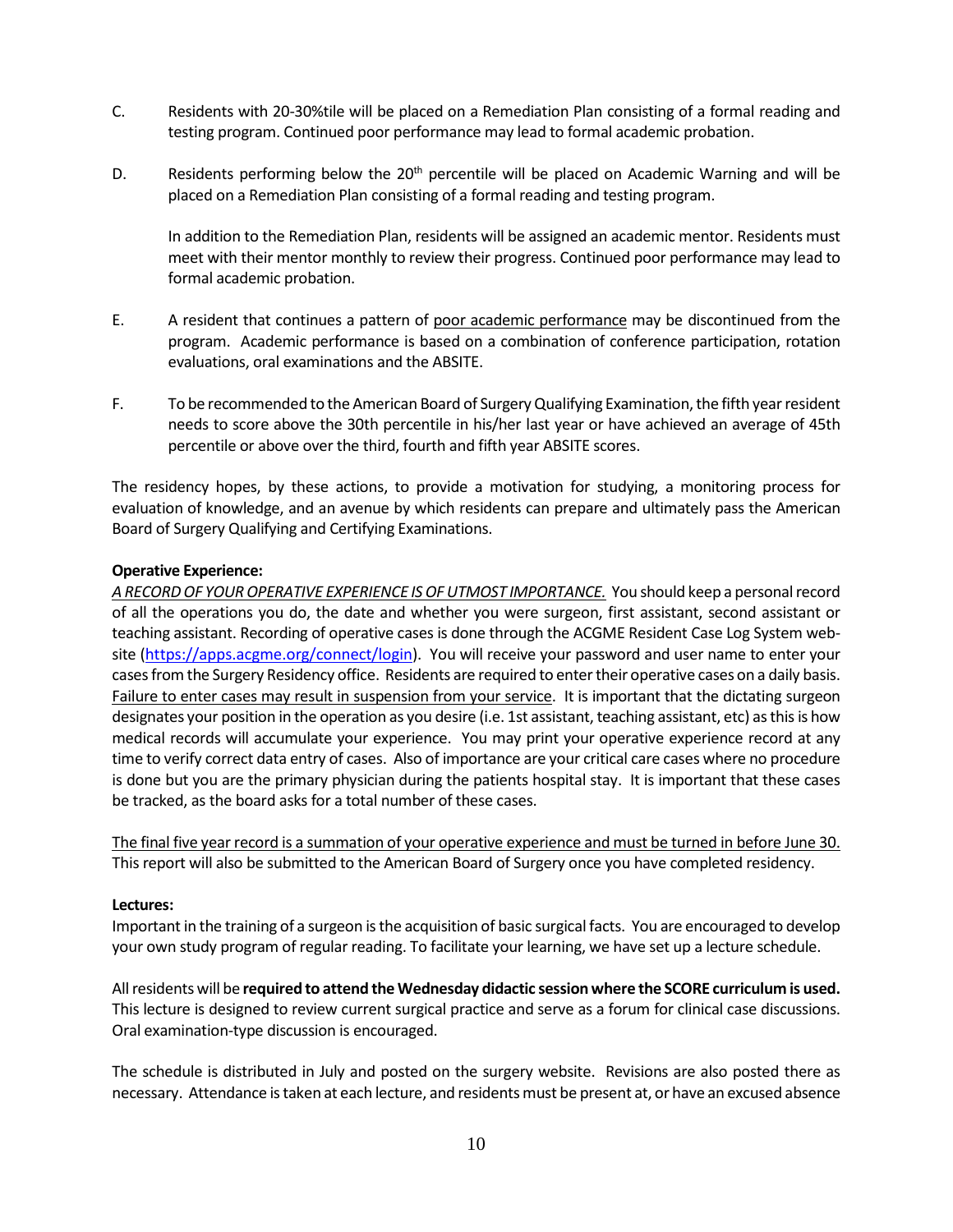C. Residents with 20-30%tile will be placed on a Remediation Plan consisting of a formal reading and testing program. Continued poor performance may lead to formal academic probation.

D. Residents performing below the 20th percentile will be placed on Academic Warning and will be placed on a Remediation Plan consisting of a formal reading and testing program.

In addition to the Remediation Plan, residents will be assigned an academic mentor. Residents must meet with their mentor monthly to review their progress. Continued poor performance may lead to formal academic probation.

E. A resident that continues a pattern of poor academic performance may be discontinued from the program. Academic performance is based on a combination of conference participation, rotation evaluations, oral examinations and the ABSITE.

F. To be recommended to the American Board of Surgery Qualifying Examination, the fifth year resident needs to score above the 30th percentile in his/her last year or have achieved an average of 45th percentile or above over the third, fourth and fifth year ABSITE scores.

The residency hopes, by these actions, to provide a motivation for studying, a monitoring process for evaluation of knowledge, and an avenue by which residents can prepare and ultimately pass the American Board of Surgery Qualifying and Certifying Examinations.

**Operative Experience:**

*A RECORD OF YOUR OPERATIVE EXPERIENCE IS OF UTMOST IMPORTANCE.* You should keep a personal record of all the operations you do, the date and whether you were surgeon, first assistant, second assistant or teaching assistant. Recording of operative cases is done through the ACGME Resident Case Log System web-site (https://apps.acgme.org/connect/login). You will receive your password and user name to enter your cases from the Surgery Residency office. Residents are required to enter their operative cases on a daily basis. Failure to enter cases may result in suspension from your service. It is important that the dictating surgeon designates your position in the operation as you desire (i.e. 1st assistant, teaching assistant, etc) as this is how medical records will accumulate your experience. You may print your operative experience record at any time to verify correct data entry of cases. Also of importance are your critical care cases where no procedure is done but you are the primary physician during the patients hospital stay. It is important that these cases be tracked, as the board asks for a total number of these cases.

The final five year record is a summation of your operative experience and must be turned in before June 30. This report will also be submitted to the American Board of Surgery once you have completed residency.

**Lectures:**

Important in the training of a surgeon is the acquisition of basic surgical facts. You are encouraged to develop your own study program of regular reading. To facilitate your learning, we have set up a lecture schedule.

All residents will be **required to attend the Wednesday didactic session where the SCORE curriculum is used.** This lecture is designed to review current surgical practice and serve as a forum for clinical case discussions. Oral examination-type discussion is encouraged.

The schedule is distributed in July and posted on the surgery website. Revisions are also posted there as necessary. Attendance is taken at each lecture, and residents must be present at, or have an excused absence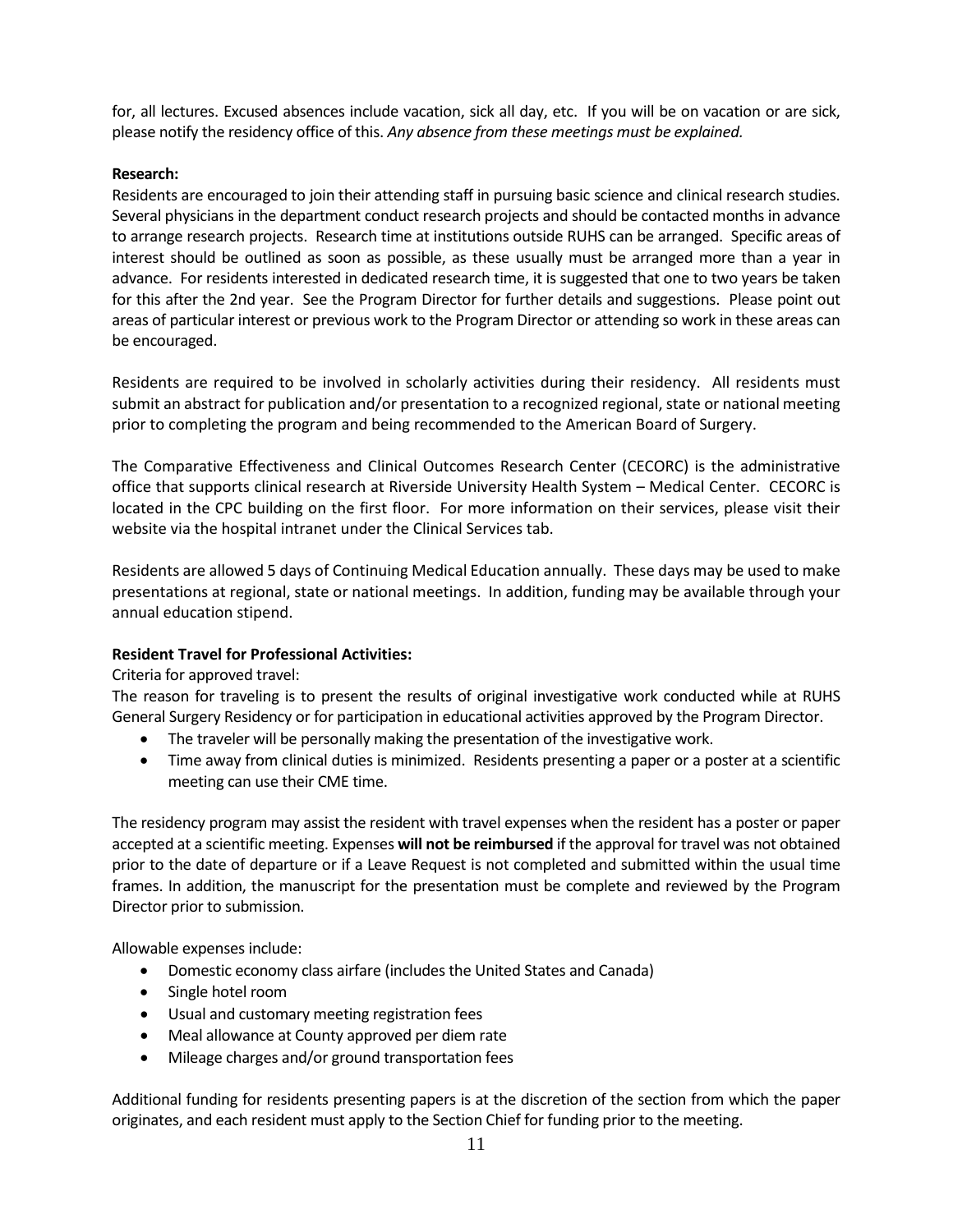for, all lectures. Excused absences include vacation, sick all day, etc. If you will be on vacation or are sick, please notify the residency office of this. *Any absence from these meetings must be explained.*

**Research:**

Residents are encouraged to join their attending staff in pursuing basic science and clinical research studies. Several physicians in the department conduct research projects and should be contacted months in advance to arrange research projects. Research time at institutions outside RUHS can be arranged. Specific areas of interest should be outlined as soon as possible, as these usually must be arranged more than a year in advance. For residents interested in dedicated research time, it is suggested that one to two years be taken for this after the 2nd year. See the Program Director for further details and suggestions. Please point out areas of particular interest or previous work to the Program Director or attending so work in these areas can be encouraged.

Residents are required to be involved in scholarly activities during their residency. All residents must submit an abstract for publication and/or presentation to a recognized regional, state or national meeting prior to completing the program and being recommended to the American Board of Surgery.

The Comparative Effectiveness and Clinical Outcomes Research Center (CECORC) is the administrative office that supports clinical research at Riverside University Health System – Medical Center. CECORC is located in the CPC building on the first floor. For more information on their services, please visit their website via the hospital intranet under the Clinical Services tab.

Residents are allowed 5 days of Continuing Medical Education annually. These days may be used to make presentations at regional, state or national meetings. In addition, funding may be available through your annual education stipend.

**Resident Travel for Professional Activities:**

Criteria for approved travel:

The reason for traveling is to present the results of original investigative work conducted while at RUHS General Surgery Residency or for participation in educational activities approved by the Program Director.

- The traveler will be personally making the presentation of the investigative work.
- Time away from clinical duties is minimized. Residents presenting a paper or a poster at a scientific meeting can use their CME time.

The residency program may assist the resident with travel expenses when the resident has a poster or paper accepted at a scientific meeting. Expenses **will not be reimbursed** if the approval for travel was not obtained prior to the date of departure or if a Leave Request is not completed and submitted within the usual time frames. In addition, the manuscript for the presentation must be complete and reviewed by the Program Director prior to submission.

Allowable expenses include:

- Domestic economy class airfare (includes the United States and Canada)
- Single hotel room
- Usual and customary meeting registration fees
- Meal allowance at County approved per diem rate
- Mileage charges and/or ground transportation fees

Additional funding for residents presenting papers is at the discretion of the section from which the paper originates, and each resident must apply to the Section Chief for funding prior to the meeting.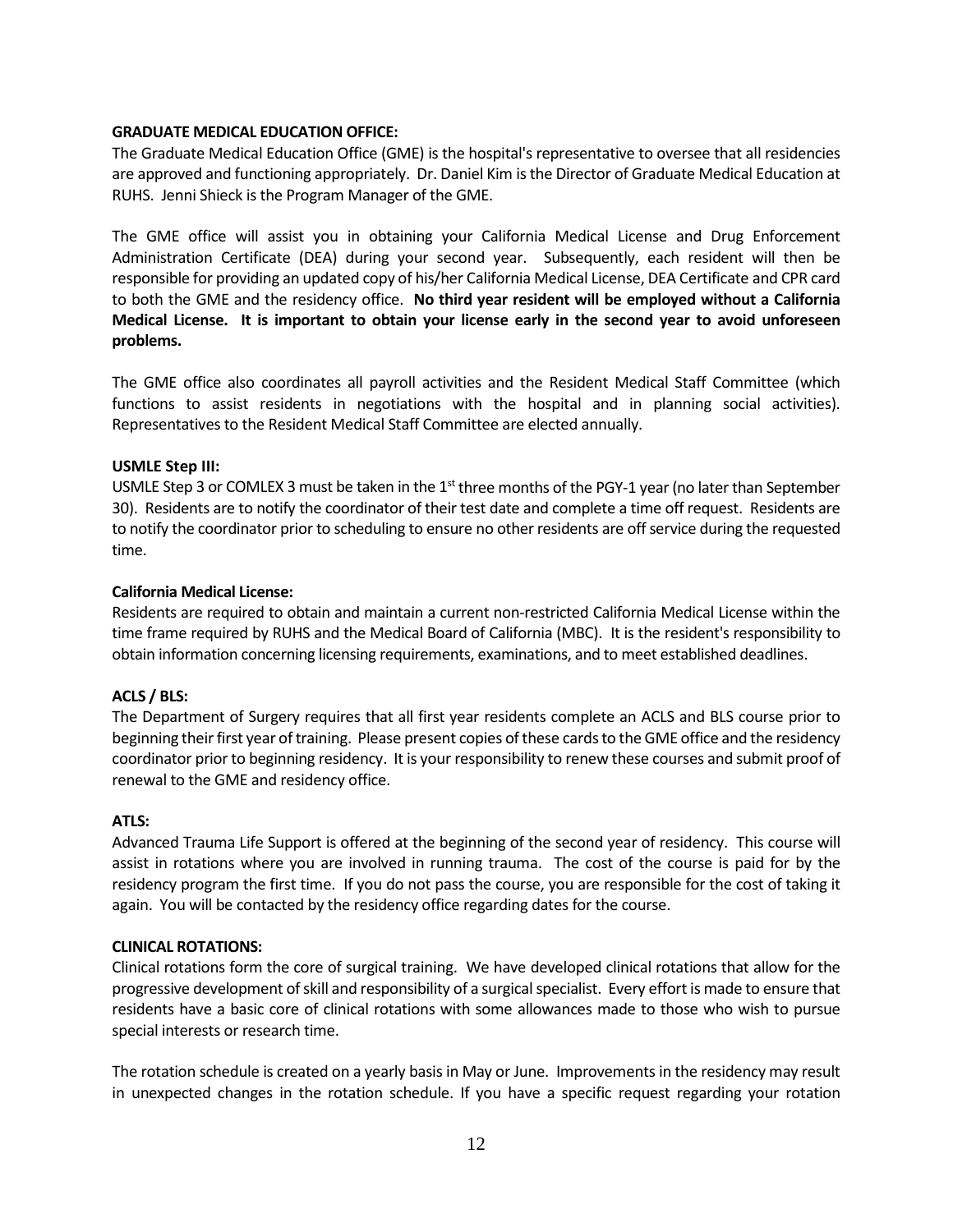**GRADUATE MEDICAL EDUCATION OFFICE:**

The Graduate Medical Education Office (GME) is the hospital's representative to oversee that all residencies are approved and functioning appropriately. Dr. Daniel Kim is the Director of Graduate Medical Education at RUHS. Jenni Shieck is the Program Manager of the GME.

The GME office will assist you in obtaining your California Medical License and Drug Enforcement Administration Certificate (DEA) during your second year. Subsequently, each resident will then be responsible for providing an updated copy of his/her California Medical License, DEA Certificate and CPR card to both the GME and the residency office. **No third year resident will be employed without a California Medical License. It is important to obtain your license early in the second year to avoid unforeseen problems.**

The GME office also coordinates all payroll activities and the Resident Medical Staff Committee (which functions to assist residents in negotiations with the hospital and in planning social activities). Representatives to the Resident Medical Staff Committee are elected annually.

**USMLE Step III:**

USMLE Step 3 or COMLEX 3 must be taken in the 1st three months of the PGY-1 year (no later than September 30). Residents are to notify the coordinator of their test date and complete a time off request. Residents are to notify the coordinator prior to scheduling to ensure no other residents are off service during the requested time.

**California Medical License:**

Residents are required to obtain and maintain a current non-restricted California Medical License within the time frame required by RUHS and the Medical Board of California (MBC). It is the resident's responsibility to obtain information concerning licensing requirements, examinations, and to meet established deadlines.

**ACLS / BLS:**

The Department of Surgery requires that all first year residents complete an ACLS and BLS course prior to beginning their first year of training. Please present copies of these cards to the GME office and the residency coordinator prior to beginning residency. It is your responsibility to renew these courses and submit proof of renewal to the GME and residency office.

**ATLS:**

Advanced Trauma Life Support is offered at the beginning of the second year of residency. This course will assist in rotations where you are involved in running trauma. The cost of the course is paid for by the residency program the first time. If you do not pass the course, you are responsible for the cost of taking it again. You will be contacted by the residency office regarding dates for the course.

**CLINICAL ROTATIONS:**

Clinical rotations form the core of surgical training. We have developed clinical rotations that allow for the progressive development of skill and responsibility of a surgical specialist. Every effort is made to ensure that residents have a basic core of clinical rotations with some allowances made to those who wish to pursue special interests or research time.

The rotation schedule is created on a yearly basis in May or June. Improvements in the residency may result in unexpected changes in the rotation schedule. If you have a specific request regarding your rotation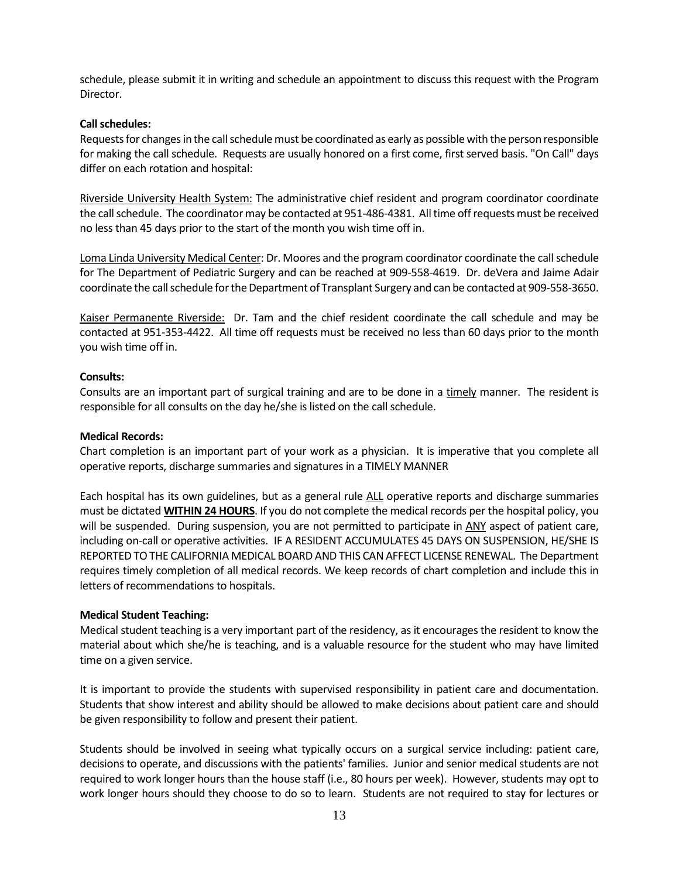schedule, please submit it in writing and schedule an appointment to discuss this request with the Program Director.

**Call schedules:**

Requests for changes in the call schedule must be coordinated as early as possible with the person responsible for making the call schedule. Requests are usually honored on a first come, first served basis. "On Call" days differ on each rotation and hospital:

<u>Riverside University Health System:</u> The administrative chief resident and program coordinator coordinate the call schedule. The coordinator may be contacted at 951-486-4381. All time off requests must be received no less than 45 days prior to the start of the month you wish time off in.

<u>Loma Linda University Medical Center</u>: Dr. Moores and the program coordinator coordinate the call schedule for The Department of Pediatric Surgery and can be reached at 909-558-4619. Dr. deVera and Jaime Adair coordinate the call schedule for the Department of Transplant Surgery and can be contacted at 909-558-3650.

<u>Kaiser Permanente Riverside:</u> Dr. Tam and the chief resident coordinate the call schedule and may be contacted at 951-353-4422. All time off requests must be received no less than 60 days prior to the month you wish time off in.

**Consults:**

Consults are an important part of surgical training and are to be done in a <u>timely</u> manner. The resident is responsible for all consults on the day he/she is listed on the call schedule.

**Medical Records:**

Chart completion is an important part of your work as a physician. It is imperative that you complete all operative reports, discharge summaries and signatures in a TIMELY MANNER

Each hospital has its own guidelines, but as a general rule <u>ALL</u> operative reports and discharge summaries must be dictated **<u>WITHIN 24 HOURS</u>**. If you do not complete the medical records per the hospital policy, you will be suspended. During suspension, you are not permitted to participate in <u>ANY</u> aspect of patient care, including on-call or operative activities. IF A RESIDENT ACCUMULATES 45 DAYS ON SUSPENSION, HE/SHE IS REPORTED TO THE CALIFORNIA MEDICAL BOARD AND THIS CAN AFFECT LICENSE RENEWAL. The Department requires timely completion of all medical records. We keep records of chart completion and include this in letters of recommendations to hospitals.

**Medical Student Teaching:**

Medical student teaching is a very important part of the residency, as it encourages the resident to know the material about which she/he is teaching, and is a valuable resource for the student who may have limited time on a given service.

It is important to provide the students with supervised responsibility in patient care and documentation. Students that show interest and ability should be allowed to make decisions about patient care and should be given responsibility to follow and present their patient.

Students should be involved in seeing what typically occurs on a surgical service including: patient care, decisions to operate, and discussions with the patients' families. Junior and senior medical students are not required to work longer hours than the house staff (i.e., 80 hours per week). However, students may opt to work longer hours should they choose to do so to learn. Students are not required to stay for lectures or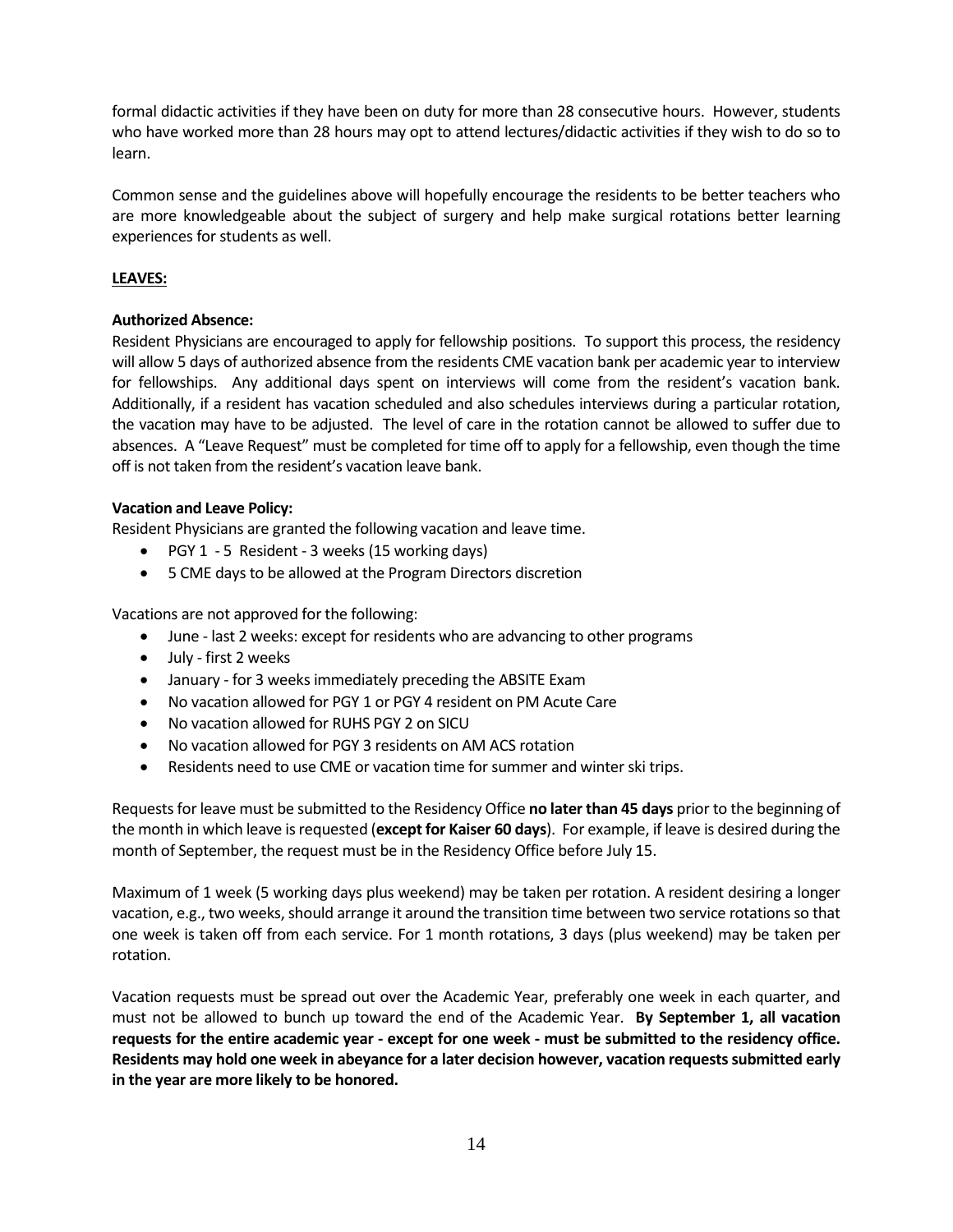formal didactic activities if they have been on duty for more than 28 consecutive hours. However, students who have worked more than 28 hours may opt to attend lectures/didactic activities if they wish to do so to learn.

Common sense and the guidelines above will hopefully encourage the residents to be better teachers who are more knowledgeable about the subject of surgery and help make surgical rotations better learning experiences for students as well.

## LEAVES:

### Authorized Absence:

Resident Physicians are encouraged to apply for fellowship positions. To support this process, the residency will allow 5 days of authorized absence from the residents CME vacation bank per academic year to interview for fellowships. Any additional days spent on interviews will come from the resident's vacation bank. Additionally, if a resident has vacation scheduled and also schedules interviews during a particular rotation, the vacation may have to be adjusted. The level of care in the rotation cannot be allowed to suffer due to absences. A "Leave Request" must be completed for time off to apply for a fellowship, even though the time off is not taken from the resident's vacation leave bank.

### Vacation and Leave Policy:

Resident Physicians are granted the following vacation and leave time.

- PGY 1 - 5 Resident - 3 weeks (15 working days)
- 5 CME days to be allowed at the Program Directors discretion

Vacations are not approved for the following:

- June - last 2 weeks: except for residents who are advancing to other programs
- July - first 2 weeks
- January - for 3 weeks immediately preceding the ABSITE Exam
- No vacation allowed for PGY 1 or PGY 4 resident on PM Acute Care
- No vacation allowed for RUHS PGY 2 on SICU
- No vacation allowed for PGY 3 residents on AM ACS rotation
- Residents need to use CME or vacation time for summer and winter ski trips.

Requests for leave must be submitted to the Residency Office **no later than 45 days** prior to the beginning of the month in which leave is requested (**except for Kaiser 60 days**). For example, if leave is desired during the month of September, the request must be in the Residency Office before July 15.

Maximum of 1 week (5 working days plus weekend) may be taken per rotation. A resident desiring a longer vacation, e.g., two weeks, should arrange it around the transition time between two service rotations so that one week is taken off from each service. For 1 month rotations, 3 days (plus weekend) may be taken per rotation.

Vacation requests must be spread out over the Academic Year, preferably one week in each quarter, and must not be allowed to bunch up toward the end of the Academic Year. **By September 1, all vacation requests for the entire academic year - except for one week - must be submitted to the residency office. Residents may hold one week in abeyance for a later decision however, vacation requests submitted early in the year are more likely to be honored.**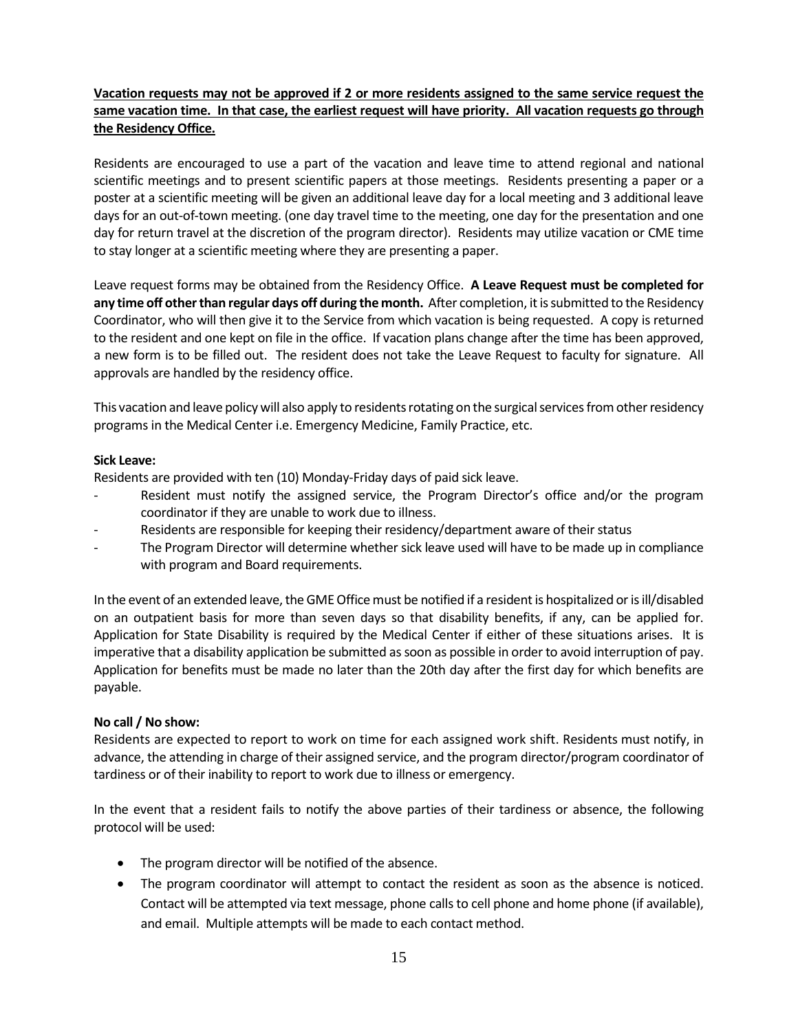**<u>Vacation requests may not be approved if 2 or more residents assigned to the same service request the same vacation time. In that case, the earliest request will have priority. All vacation requests go through the Residency Office.</u>**

Residents are encouraged to use a part of the vacation and leave time to attend regional and national scientific meetings and to present scientific papers at those meetings. Residents presenting a paper or a poster at a scientific meeting will be given an additional leave day for a local meeting and 3 additional leave days for an out-of-town meeting. (one day travel time to the meeting, one day for the presentation and one day for return travel at the discretion of the program director). Residents may utilize vacation or CME time to stay longer at a scientific meeting where they are presenting a paper.

Leave request forms may be obtained from the Residency Office. **A Leave Request must be completed for any time off other than regular days off during the month.** After completion, it is submitted to the Residency Coordinator, who will then give it to the Service from which vacation is being requested. A copy is returned to the resident and one kept on file in the office. If vacation plans change after the time has been approved, a new form is to be filled out. The resident does not take the Leave Request to faculty for signature. All approvals are handled by the residency office.

This vacation and leave policy will also apply to residents rotating on the surgical services from other residency programs in the Medical Center i.e. Emergency Medicine, Family Practice, etc.

**Sick Leave:**

Residents are provided with ten (10) Monday-Friday days of paid sick leave.

- Resident must notify the assigned service, the Program Director's office and/or the program coordinator if they are unable to work due to illness.
- Residents are responsible for keeping their residency/department aware of their status
- The Program Director will determine whether sick leave used will have to be made up in compliance with program and Board requirements.

In the event of an extended leave, the GME Office must be notified if a resident is hospitalized or is ill/disabled on an outpatient basis for more than seven days so that disability benefits, if any, can be applied for. Application for State Disability is required by the Medical Center if either of these situations arises. It is imperative that a disability application be submitted as soon as possible in order to avoid interruption of pay. Application for benefits must be made no later than the 20th day after the first day for which benefits are payable.

**No call / No show:**

Residents are expected to report to work on time for each assigned work shift. Residents must notify, in advance, the attending in charge of their assigned service, and the program director/program coordinator of tardiness or of their inability to report to work due to illness or emergency.

In the event that a resident fails to notify the above parties of their tardiness or absence, the following protocol will be used:

- The program director will be notified of the absence.
- The program coordinator will attempt to contact the resident as soon as the absence is noticed. Contact will be attempted via text message, phone calls to cell phone and home phone (if available), and email. Multiple attempts will be made to each contact method.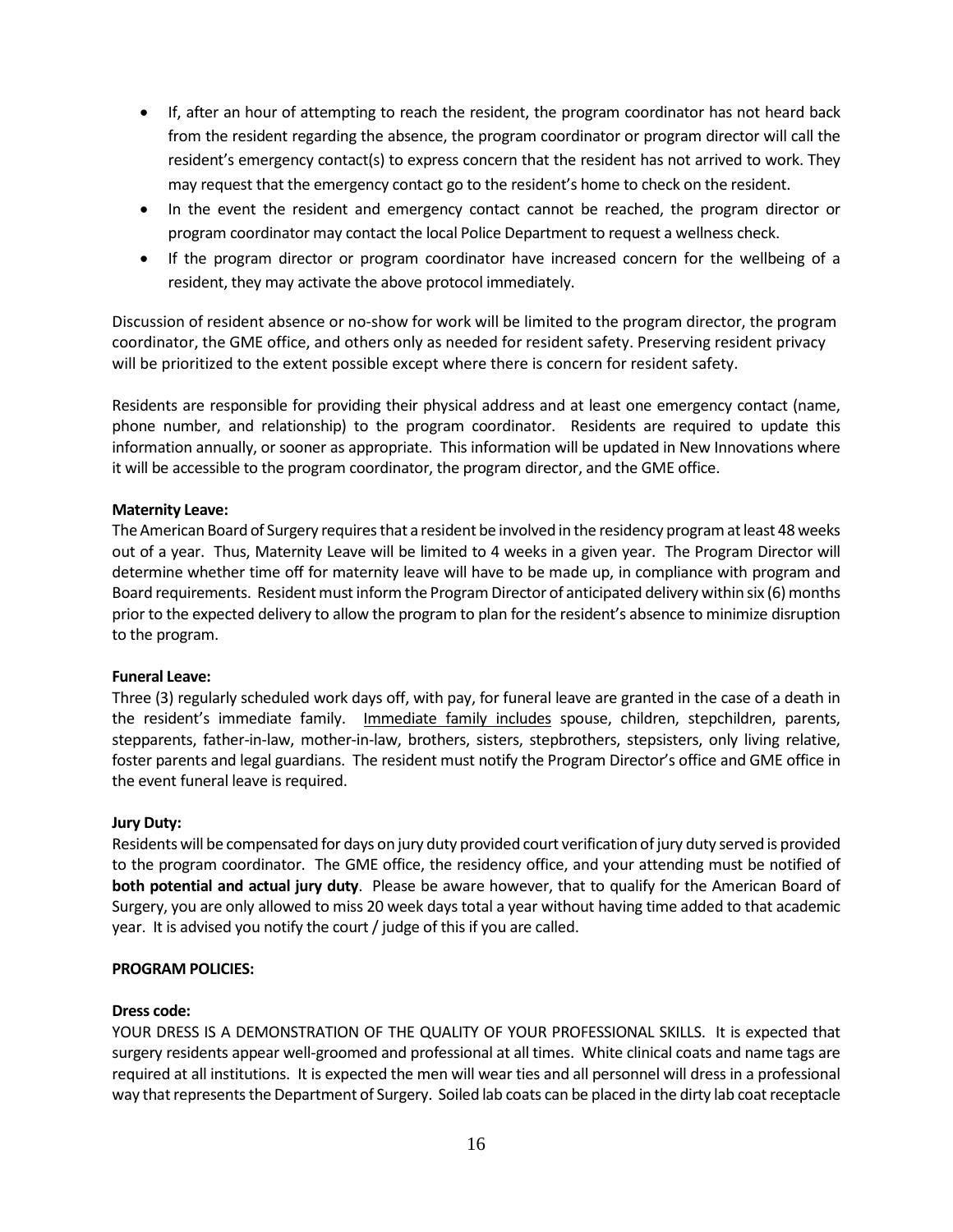- If, after an hour of attempting to reach the resident, the program coordinator has not heard back from the resident regarding the absence, the program coordinator or program director will call the resident's emergency contact(s) to express concern that the resident has not arrived to work. They may request that the emergency contact go to the resident's home to check on the resident.
- In the event the resident and emergency contact cannot be reached, the program director or program coordinator may contact the local Police Department to request a wellness check.
- If the program director or program coordinator have increased concern for the wellbeing of a resident, they may activate the above protocol immediately.

Discussion of resident absence or no-show for work will be limited to the program director, the program coordinator, the GME office, and others only as needed for resident safety. Preserving resident privacy will be prioritized to the extent possible except where there is concern for resident safety.

Residents are responsible for providing their physical address and at least one emergency contact (name, phone number, and relationship) to the program coordinator. Residents are required to update this information annually, or sooner as appropriate. This information will be updated in New Innovations where it will be accessible to the program coordinator, the program director, and the GME office.

**Maternity Leave:**
The American Board of Surgery requires that a resident be involved in the residency program at least 48 weeks out of a year. Thus, Maternity Leave will be limited to 4 weeks in a given year. The Program Director will determine whether time off for maternity leave will have to be made up, in compliance with program and Board requirements. Resident must inform the Program Director of anticipated delivery within six (6) months prior to the expected delivery to allow the program to plan for the resident's absence to minimize disruption to the program.

**Funeral Leave:**
Three (3) regularly scheduled work days off, with pay, for funeral leave are granted in the case of a death in the resident's immediate family. Immediate family includes spouse, children, stepchildren, parents, stepparents, father-in-law, mother-in-law, brothers, sisters, stepbrothers, stepsisters, only living relative, foster parents and legal guardians. The resident must notify the Program Director's office and GME office in the event funeral leave is required.

**Jury Duty:**
Residents will be compensated for days on jury duty provided court verification of jury duty served is provided to the program coordinator. The GME office, the residency office, and your attending must be notified of **both potential and actual jury duty**. Please be aware however, that to qualify for the American Board of Surgery, you are only allowed to miss 20 week days total a year without having time added to that academic year. It is advised you notify the court / judge of this if you are called.

**PROGRAM POLICIES:**

**Dress code:**
YOUR DRESS IS A DEMONSTRATION OF THE QUALITY OF YOUR PROFESSIONAL SKILLS. It is expected that surgery residents appear well-groomed and professional at all times. White clinical coats and name tags are required at all institutions. It is expected the men will wear ties and all personnel will dress in a professional way that represents the Department of Surgery. Soiled lab coats can be placed in the dirty lab coat receptacle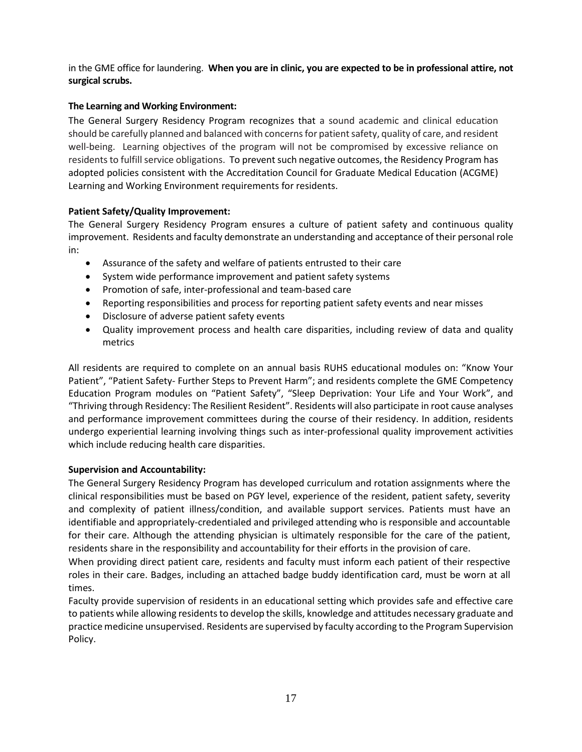in the GME office for laundering. **When you are in clinic, you are expected to be in professional attire, not surgical scrubs.**

**The Learning and Working Environment:**

The General Surgery Residency Program recognizes that a sound academic and clinical education should be carefully planned and balanced with concerns for patient safety, quality of care, and resident well-being. Learning objectives of the program will not be compromised by excessive reliance on residents to fulfill service obligations. To prevent such negative outcomes, the Residency Program has adopted policies consistent with the Accreditation Council for Graduate Medical Education (ACGME) Learning and Working Environment requirements for residents.

**Patient Safety/Quality Improvement:**

The General Surgery Residency Program ensures a culture of patient safety and continuous quality improvement. Residents and faculty demonstrate an understanding and acceptance of their personal role in:

- Assurance of the safety and welfare of patients entrusted to their care
- System wide performance improvement and patient safety systems
- Promotion of safe, inter-professional and team-based care
- Reporting responsibilities and process for reporting patient safety events and near misses
- Disclosure of adverse patient safety events
- Quality improvement process and health care disparities, including review of data and quality metrics

All residents are required to complete on an annual basis RUHS educational modules on: "Know Your Patient", "Patient Safety- Further Steps to Prevent Harm"; and residents complete the GME Competency Education Program modules on "Patient Safety", "Sleep Deprivation: Your Life and Your Work", and "Thriving through Residency: The Resilient Resident". Residents will also participate in root cause analyses and performance improvement committees during the course of their residency. In addition, residents undergo experiential learning involving things such as inter-professional quality improvement activities which include reducing health care disparities.

**Supervision and Accountability:**

The General Surgery Residency Program has developed curriculum and rotation assignments where the clinical responsibilities must be based on PGY level, experience of the resident, patient safety, severity and complexity of patient illness/condition, and available support services. Patients must have an identifiable and appropriately-credentialed and privileged attending who is responsible and accountable for their care. Although the attending physician is ultimately responsible for the care of the patient, residents share in the responsibility and accountability for their efforts in the provision of care.

When providing direct patient care, residents and faculty must inform each patient of their respective roles in their care. Badges, including an attached badge buddy identification card, must be worn at all times.

Faculty provide supervision of residents in an educational setting which provides safe and effective care to patients while allowing residents to develop the skills, knowledge and attitudes necessary graduate and practice medicine unsupervised. Residents are supervised by faculty according to the Program Supervision Policy.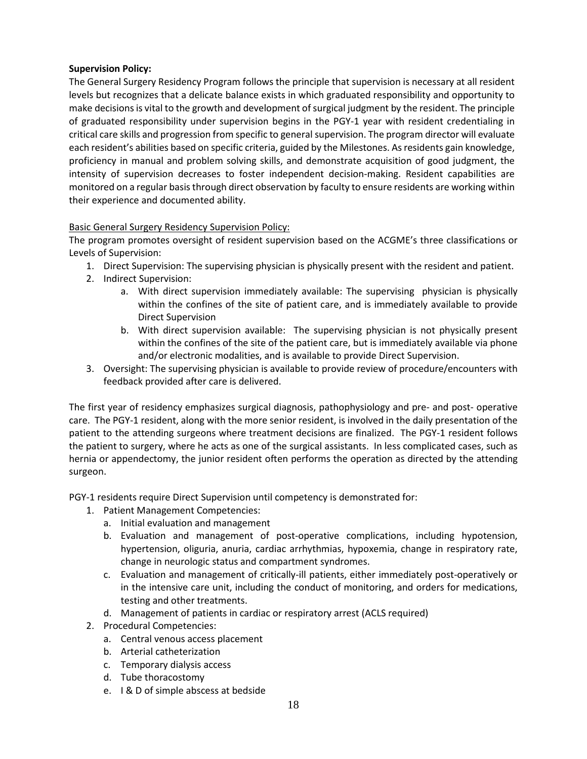**Supervision Policy:**
The General Surgery Residency Program follows the principle that supervision is necessary at all resident levels but recognizes that a delicate balance exists in which graduated responsibility and opportunity to make decisions is vital to the growth and development of surgical judgment by the resident. The principle of graduated responsibility under supervision begins in the PGY-1 year with resident credentialing in critical care skills and progression from specific to general supervision. The program director will evaluate each resident's abilities based on specific criteria, guided by the Milestones. As residents gain knowledge, proficiency in manual and problem solving skills, and demonstrate acquisition of good judgment, the intensity of supervision decreases to foster independent decision-making. Resident capabilities are monitored on a regular basis through direct observation by faculty to ensure residents are working within their experience and documented ability.

Basic General Surgery Residency Supervision Policy:
The program promotes oversight of resident supervision based on the ACGME's three classifications or Levels of Supervision:

1. Direct Supervision: The supervising physician is physically present with the resident and patient.
2. Indirect Supervision:
   a. With direct supervision immediately available: The supervising physician is physically within the confines of the site of patient care, and is immediately available to provide Direct Supervision
   b. With direct supervision available: The supervising physician is not physically present within the confines of the site of the patient care, but is immediately available via phone and/or electronic modalities, and is available to provide Direct Supervision.
3. Oversight: The supervising physician is available to provide review of procedure/encounters with feedback provided after care is delivered.

The first year of residency emphasizes surgical diagnosis, pathophysiology and pre- and post- operative care. The PGY-1 resident, along with the more senior resident, is involved in the daily presentation of the patient to the attending surgeons where treatment decisions are finalized. The PGY-1 resident follows the patient to surgery, where he acts as one of the surgical assistants. In less complicated cases, such as hernia or appendectomy, the junior resident often performs the operation as directed by the attending surgeon.

PGY-1 residents require Direct Supervision until competency is demonstrated for:

1. Patient Management Competencies:
   a. Initial evaluation and management
   b. Evaluation and management of post-operative complications, including hypotension, hypertension, oliguria, anuria, cardiac arrhythmias, hypoxemia, change in respiratory rate, change in neurologic status and compartment syndromes.
   c. Evaluation and management of critically-ill patients, either immediately post-operatively or in the intensive care unit, including the conduct of monitoring, and orders for medications, testing and other treatments.
   d. Management of patients in cardiac or respiratory arrest (ACLS required)
2. Procedural Competencies:
   a. Central venous access placement
   b. Arterial catheterization
   c. Temporary dialysis access
   d. Tube thoracostomy
   e. I & D of simple abscess at bedside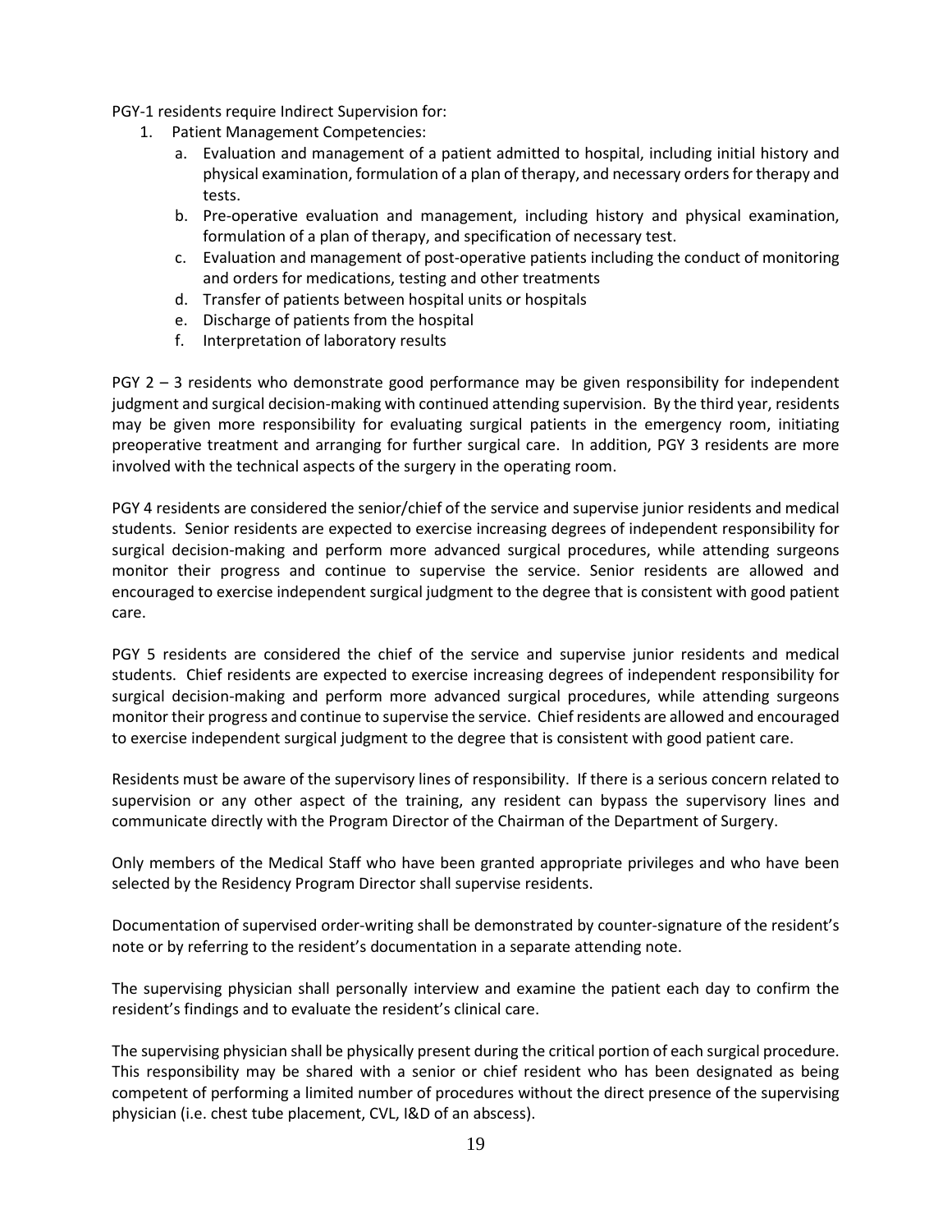PGY-1 residents require Indirect Supervision for:

1. Patient Management Competencies:
    a. Evaluation and management of a patient admitted to hospital, including initial history and physical examination, formulation of a plan of therapy, and necessary orders for therapy and tests.
    b. Pre-operative evaluation and management, including history and physical examination, formulation of a plan of therapy, and specification of necessary test.
    c. Evaluation and management of post-operative patients including the conduct of monitoring and orders for medications, testing and other treatments
    d. Transfer of patients between hospital units or hospitals
    e. Discharge of patients from the hospital
    f. Interpretation of laboratory results

PGY 2 – 3 residents who demonstrate good performance may be given responsibility for independent judgment and surgical decision-making with continued attending supervision. By the third year, residents may be given more responsibility for evaluating surgical patients in the emergency room, initiating preoperative treatment and arranging for further surgical care. In addition, PGY 3 residents are more involved with the technical aspects of the surgery in the operating room.

PGY 4 residents are considered the senior/chief of the service and supervise junior residents and medical students. Senior residents are expected to exercise increasing degrees of independent responsibility for surgical decision-making and perform more advanced surgical procedures, while attending surgeons monitor their progress and continue to supervise the service. Senior residents are allowed and encouraged to exercise independent surgical judgment to the degree that is consistent with good patient care.

PGY 5 residents are considered the chief of the service and supervise junior residents and medical students. Chief residents are expected to exercise increasing degrees of independent responsibility for surgical decision-making and perform more advanced surgical procedures, while attending surgeons monitor their progress and continue to supervise the service. Chief residents are allowed and encouraged to exercise independent surgical judgment to the degree that is consistent with good patient care.

Residents must be aware of the supervisory lines of responsibility. If there is a serious concern related to supervision or any other aspect of the training, any resident can bypass the supervisory lines and communicate directly with the Program Director of the Chairman of the Department of Surgery.

Only members of the Medical Staff who have been granted appropriate privileges and who have been selected by the Residency Program Director shall supervise residents.

Documentation of supervised order-writing shall be demonstrated by counter-signature of the resident's note or by referring to the resident's documentation in a separate attending note.

The supervising physician shall personally interview and examine the patient each day to confirm the resident's findings and to evaluate the resident's clinical care.

The supervising physician shall be physically present during the critical portion of each surgical procedure. This responsibility may be shared with a senior or chief resident who has been designated as being competent of performing a limited number of procedures without the direct presence of the supervising physician (i.e. chest tube placement, CVL, I&D of an abscess).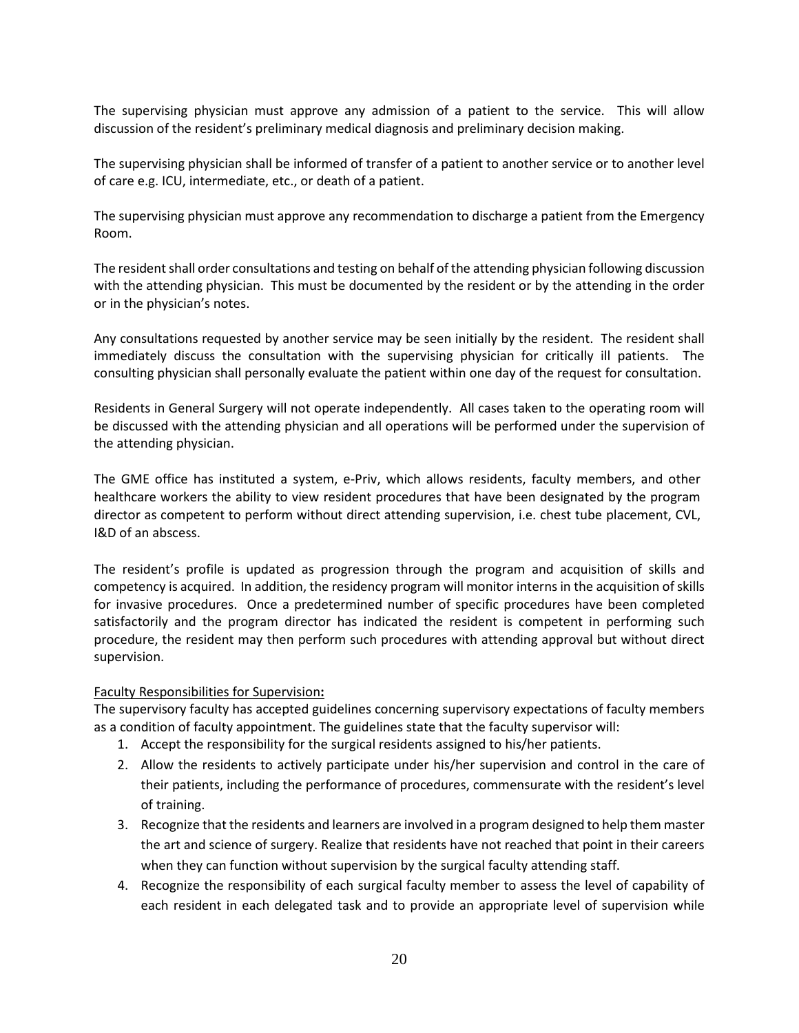The supervising physician must approve any admission of a patient to the service. This will allow discussion of the resident's preliminary medical diagnosis and preliminary decision making.

The supervising physician shall be informed of transfer of a patient to another service or to another level of care e.g. ICU, intermediate, etc., or death of a patient.

The supervising physician must approve any recommendation to discharge a patient from the Emergency Room.

The resident shall order consultations and testing on behalf of the attending physician following discussion with the attending physician. This must be documented by the resident or by the attending in the order or in the physician's notes.

Any consultations requested by another service may be seen initially by the resident. The resident shall immediately discuss the consultation with the supervising physician for critically ill patients. The consulting physician shall personally evaluate the patient within one day of the request for consultation.

Residents in General Surgery will not operate independently. All cases taken to the operating room will be discussed with the attending physician and all operations will be performed under the supervision of the attending physician.

The GME office has instituted a system, e-Priv, which allows residents, faculty members, and other healthcare workers the ability to view resident procedures that have been designated by the program director as competent to perform without direct attending supervision, i.e. chest tube placement, CVL, I&D of an abscess.

The resident's profile is updated as progression through the program and acquisition of skills and competency is acquired. In addition, the residency program will monitor interns in the acquisition of skills for invasive procedures. Once a predetermined number of specific procedures have been completed satisfactorily and the program director has indicated the resident is competent in performing such procedure, the resident may then perform such procedures with attending approval but without direct supervision.

<u>Faculty Responsibilities for Supervision</u>**:**

The supervisory faculty has accepted guidelines concerning supervisory expectations of faculty members as a condition of faculty appointment. The guidelines state that the faculty supervisor will:

1. Accept the responsibility for the surgical residents assigned to his/her patients.
2. Allow the residents to actively participate under his/her supervision and control in the care of their patients, including the performance of procedures, commensurate with the resident's level of training.
3. Recognize that the residents and learners are involved in a program designed to help them master the art and science of surgery. Realize that residents have not reached that point in their careers when they can function without supervision by the surgical faculty attending staff.
4. Recognize the responsibility of each surgical faculty member to assess the level of capability of each resident in each delegated task and to provide an appropriate level of supervision while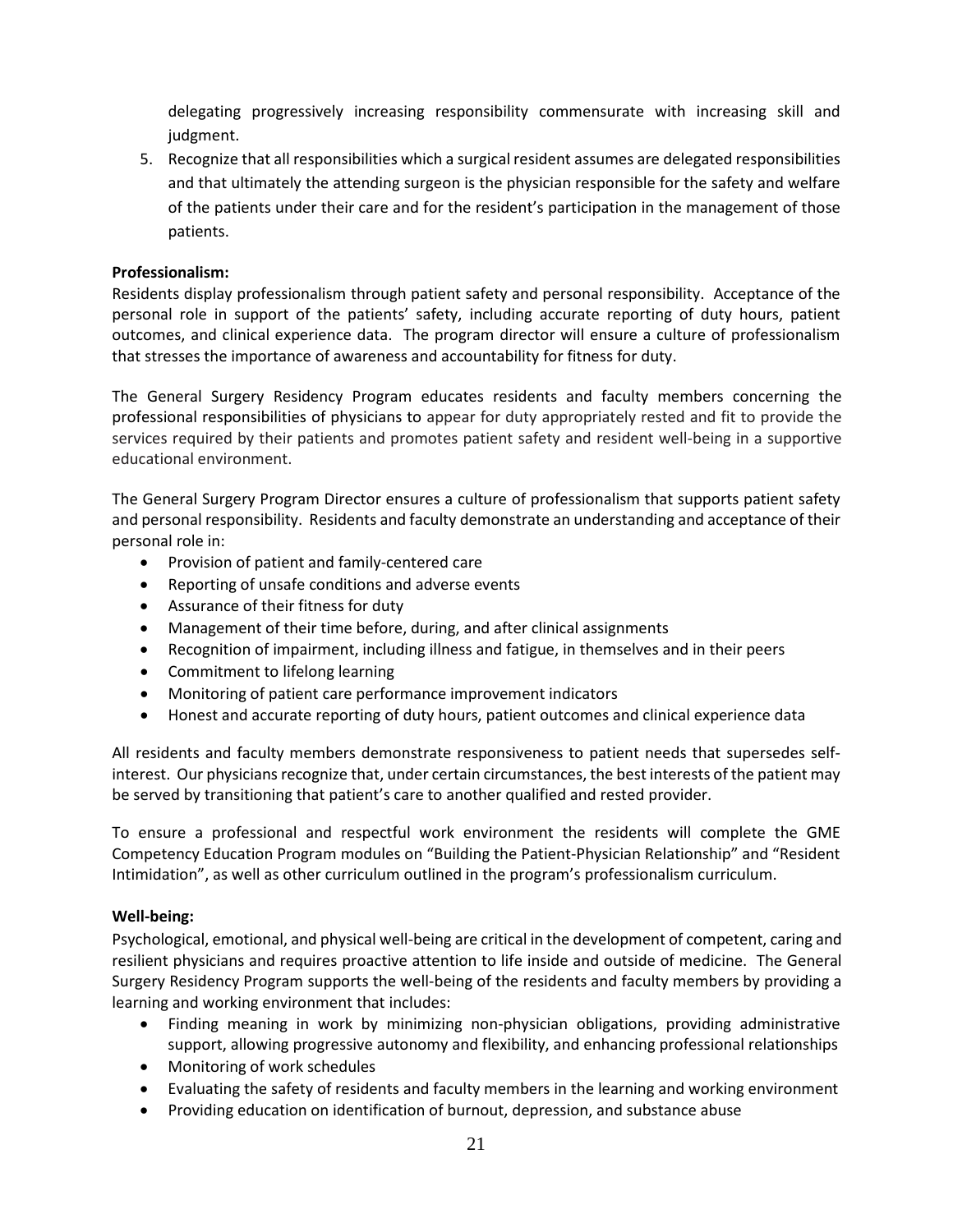delegating progressively increasing responsibility commensurate with increasing skill and judgment.

5. Recognize that all responsibilities which a surgical resident assumes are delegated responsibilities and that ultimately the attending surgeon is the physician responsible for the safety and welfare of the patients under their care and for the resident's participation in the management of those patients.

**Professionalism:**

Residents display professionalism through patient safety and personal responsibility. Acceptance of the personal role in support of the patients' safety, including accurate reporting of duty hours, patient outcomes, and clinical experience data. The program director will ensure a culture of professionalism that stresses the importance of awareness and accountability for fitness for duty.

The General Surgery Residency Program educates residents and faculty members concerning the professional responsibilities of physicians to appear for duty appropriately rested and fit to provide the services required by their patients and promotes patient safety and resident well-being in a supportive educational environment.

The General Surgery Program Director ensures a culture of professionalism that supports patient safety and personal responsibility. Residents and faculty demonstrate an understanding and acceptance of their personal role in:

- Provision of patient and family-centered care
- Reporting of unsafe conditions and adverse events
- Assurance of their fitness for duty
- Management of their time before, during, and after clinical assignments
- Recognition of impairment, including illness and fatigue, in themselves and in their peers
- Commitment to lifelong learning
- Monitoring of patient care performance improvement indicators
- Honest and accurate reporting of duty hours, patient outcomes and clinical experience data

All residents and faculty members demonstrate responsiveness to patient needs that supersedes self-interest. Our physicians recognize that, under certain circumstances, the best interests of the patient may be served by transitioning that patient's care to another qualified and rested provider.

To ensure a professional and respectful work environment the residents will complete the GME Competency Education Program modules on "Building the Patient-Physician Relationship" and "Resident Intimidation", as well as other curriculum outlined in the program's professionalism curriculum.

**Well-being:**

Psychological, emotional, and physical well-being are critical in the development of competent, caring and resilient physicians and requires proactive attention to life inside and outside of medicine. The General Surgery Residency Program supports the well-being of the residents and faculty members by providing a learning and working environment that includes:

- Finding meaning in work by minimizing non-physician obligations, providing administrative support, allowing progressive autonomy and flexibility, and enhancing professional relationships
- Monitoring of work schedules
- Evaluating the safety of residents and faculty members in the learning and working environment
- Providing education on identification of burnout, depression, and substance abuse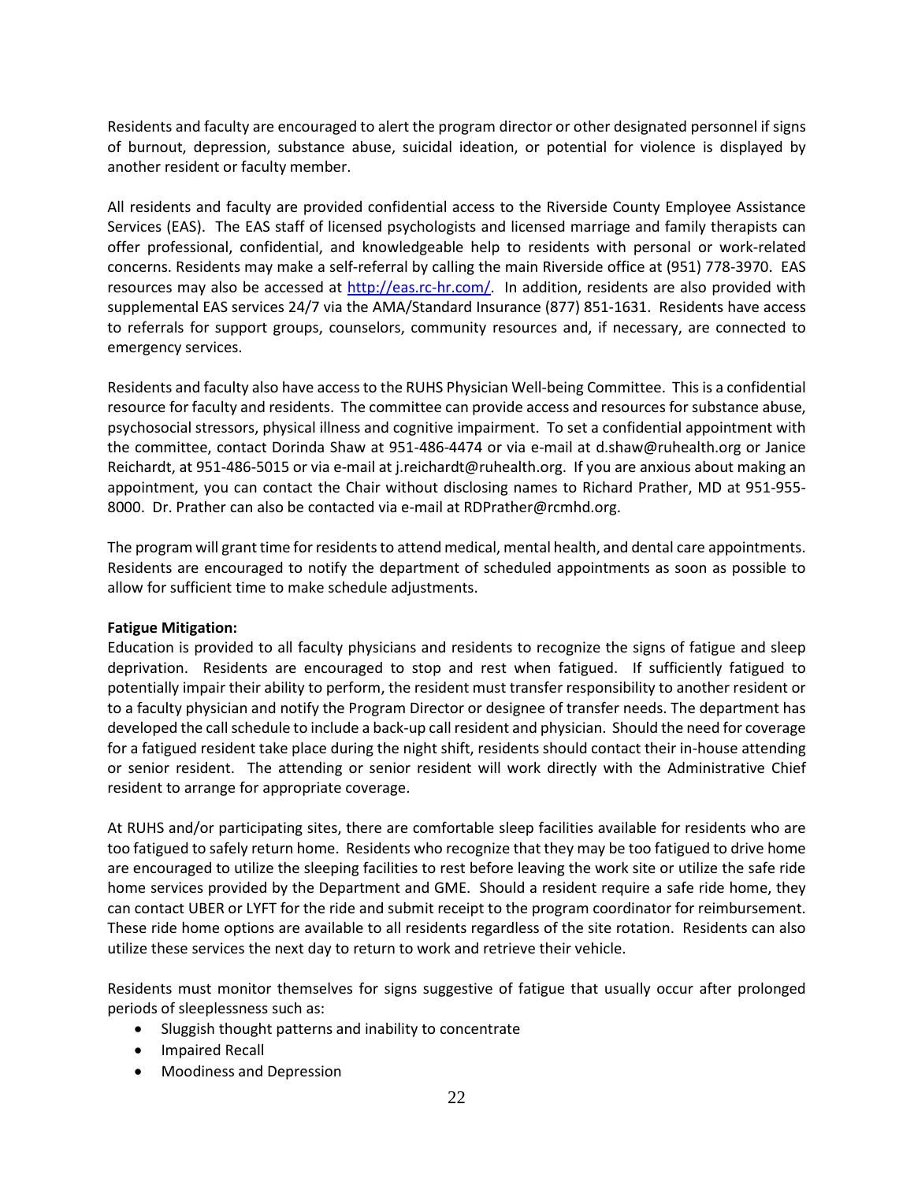Residents and faculty are encouraged to alert the program director or other designated personnel if signs of burnout, depression, substance abuse, suicidal ideation, or potential for violence is displayed by another resident or faculty member.

All residents and faculty are provided confidential access to the Riverside County Employee Assistance Services (EAS). The EAS staff of licensed psychologists and licensed marriage and family therapists can offer professional, confidential, and knowledgeable help to residents with personal or work-related concerns. Residents may make a self-referral by calling the main Riverside office at (951) 778-3970. EAS resources may also be accessed at [http://eas.rc-hr.com/](http://eas.rc-hr.com/). In addition, residents are also provided with supplemental EAS services 24/7 via the AMA/Standard Insurance (877) 851-1631. Residents have access to referrals for support groups, counselors, community resources and, if necessary, are connected to emergency services.

Residents and faculty also have access to the RUHS Physician Well-being Committee. This is a confidential resource for faculty and residents. The committee can provide access and resources for substance abuse, psychosocial stressors, physical illness and cognitive impairment. To set a confidential appointment with the committee, contact Dorinda Shaw at 951-486-4474 or via e-mail at d.shaw@ruhealth.org or Janice Reichardt, at 951-486-5015 or via e-mail at j.reichardt@ruhealth.org. If you are anxious about making an appointment, you can contact the Chair without disclosing names to Richard Prather, MD at 951-955-8000. Dr. Prather can also be contacted via e-mail at RDPrather@rcmhd.org.

The program will grant time for residents to attend medical, mental health, and dental care appointments. Residents are encouraged to notify the department of scheduled appointments as soon as possible to allow for sufficient time to make schedule adjustments.

**Fatigue Mitigation:**
Education is provided to all faculty physicians and residents to recognize the signs of fatigue and sleep deprivation. Residents are encouraged to stop and rest when fatigued. If sufficiently fatigued to potentially impair their ability to perform, the resident must transfer responsibility to another resident or to a faculty physician and notify the Program Director or designee of transfer needs. The department has developed the call schedule to include a back-up call resident and physician. Should the need for coverage for a fatigued resident take place during the night shift, residents should contact their in-house attending or senior resident. The attending or senior resident will work directly with the Administrative Chief resident to arrange for appropriate coverage.

At RUHS and/or participating sites, there are comfortable sleep facilities available for residents who are too fatigued to safely return home. Residents who recognize that they may be too fatigued to drive home are encouraged to utilize the sleeping facilities to rest before leaving the work site or utilize the safe ride home services provided by the Department and GME. Should a resident require a safe ride home, they can contact UBER or LYFT for the ride and submit receipt to the program coordinator for reimbursement. These ride home options are available to all residents regardless of the site rotation. Residents can also utilize these services the next day to return to work and retrieve their vehicle.

Residents must monitor themselves for signs suggestive of fatigue that usually occur after prolonged periods of sleeplessness such as:

- Sluggish thought patterns and inability to concentrate
- Impaired Recall
- Moodiness and Depression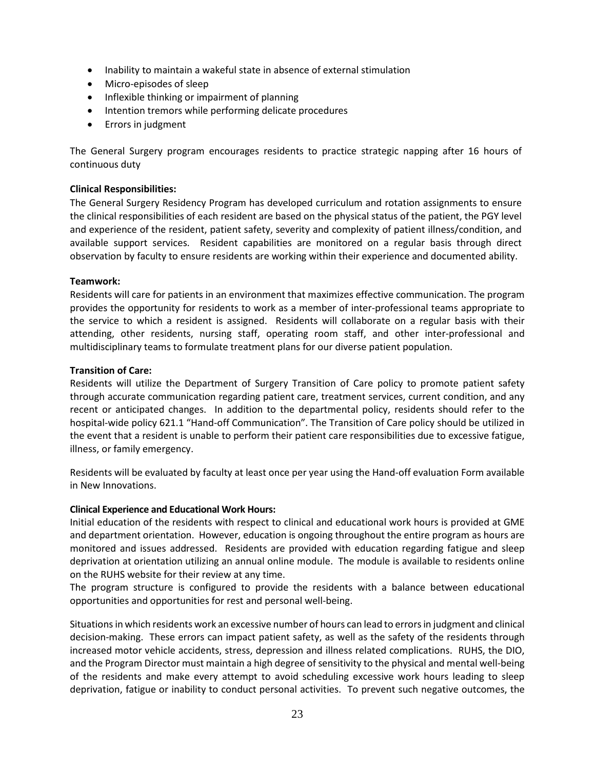- Inability to maintain a wakeful state in absence of external stimulation
- Micro-episodes of sleep
- Inflexible thinking or impairment of planning
- Intention tremors while performing delicate procedures
- Errors in judgment

The General Surgery program encourages residents to practice strategic napping after 16 hours of continuous duty

**Clinical Responsibilities:**
The General Surgery Residency Program has developed curriculum and rotation assignments to ensure the clinical responsibilities of each resident are based on the physical status of the patient, the PGY level and experience of the resident, patient safety, severity and complexity of patient illness/condition, and available support services. Resident capabilities are monitored on a regular basis through direct observation by faculty to ensure residents are working within their experience and documented ability.

**Teamwork:**
Residents will care for patients in an environment that maximizes effective communication. The program provides the opportunity for residents to work as a member of inter-professional teams appropriate to the service to which a resident is assigned. Residents will collaborate on a regular basis with their attending, other residents, nursing staff, operating room staff, and other inter-professional and multidisciplinary teams to formulate treatment plans for our diverse patient population.

**Transition of Care:**
Residents will utilize the Department of Surgery Transition of Care policy to promote patient safety through accurate communication regarding patient care, treatment services, current condition, and any recent or anticipated changes. In addition to the departmental policy, residents should refer to the hospital-wide policy 621.1 "Hand-off Communication". The Transition of Care policy should be utilized in the event that a resident is unable to perform their patient care responsibilities due to excessive fatigue, illness, or family emergency.

Residents will be evaluated by faculty at least once per year using the Hand-off evaluation Form available in New Innovations.

**Clinical Experience and Educational Work Hours:**
Initial education of the residents with respect to clinical and educational work hours is provided at GME and department orientation. However, education is ongoing throughout the entire program as hours are monitored and issues addressed. Residents are provided with education regarding fatigue and sleep deprivation at orientation utilizing an annual online module. The module is available to residents online on the RUHS website for their review at any time.
The program structure is configured to provide the residents with a balance between educational opportunities and opportunities for rest and personal well-being.

Situations in which residents work an excessive number of hours can lead to errors in judgment and clinical decision-making. These errors can impact patient safety, as well as the safety of the residents through increased motor vehicle accidents, stress, depression and illness related complications. RUHS, the DIO, and the Program Director must maintain a high degree of sensitivity to the physical and mental well-being of the residents and make every attempt to avoid scheduling excessive work hours leading to sleep deprivation, fatigue or inability to conduct personal activities. To prevent such negative outcomes, the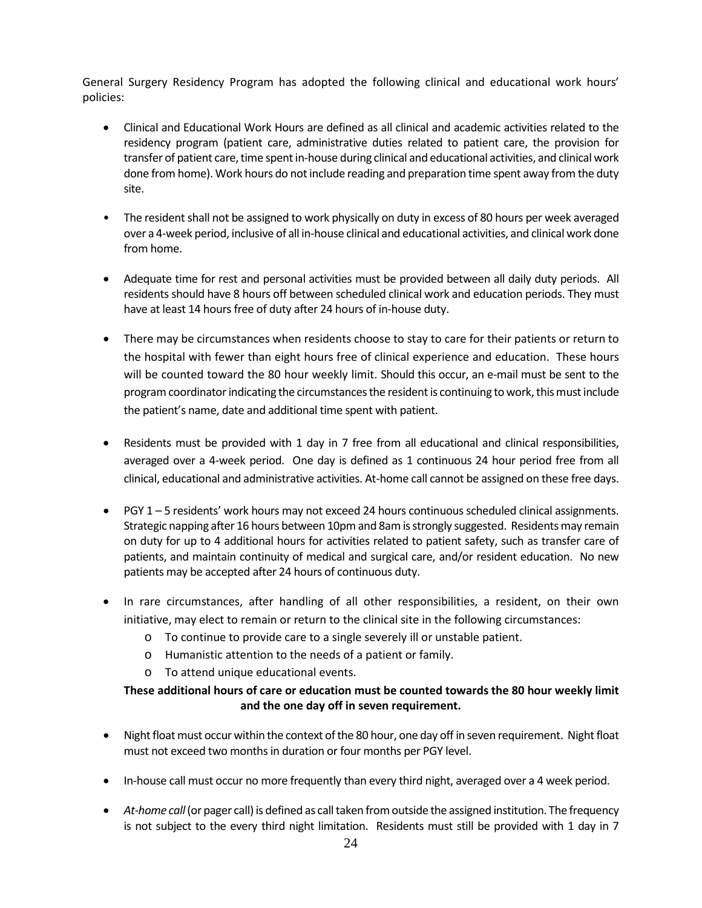General Surgery Residency Program has adopted the following clinical and educational work hours' policies:

- Clinical and Educational Work Hours are defined as all clinical and academic activities related to the residency program (patient care, administrative duties related to patient care, the provision for transfer of patient care, time spent in-house during clinical and educational activities, and clinical work done from home). Work hours do not include reading and preparation time spent away from the duty site.

- The resident shall not be assigned to work physically on duty in excess of 80 hours per week averaged over a 4-week period, inclusive of all in-house clinical and educational activities, and clinical work done from home.

- Adequate time for rest and personal activities must be provided between all daily duty periods. All residents should have 8 hours off between scheduled clinical work and education periods. They must have at least 14 hours free of duty after 24 hours of in-house duty.

- There may be circumstances when residents choose to stay to care for their patients or return to the hospital with fewer than eight hours free of clinical experience and education. These hours will be counted toward the 80 hour weekly limit. Should this occur, an e-mail must be sent to the program coordinator indicating the circumstances the resident is continuing to work, this must include the patient's name, date and additional time spent with patient.

- Residents must be provided with 1 day in 7 free from all educational and clinical responsibilities, averaged over a 4-week period. One day is defined as 1 continuous 24 hour period free from all clinical, educational and administrative activities. At-home call cannot be assigned on these free days.

- PGY 1 – 5 residents' work hours may not exceed 24 hours continuous scheduled clinical assignments. Strategic napping after 16 hours between 10pm and 8am is strongly suggested. Residents may remain on duty for up to 4 additional hours for activities related to patient safety, such as transfer care of patients, and maintain continuity of medical and surgical care, and/or resident education. No new patients may be accepted after 24 hours of continuous duty.

- In rare circumstances, after handling of all other responsibilities, a resident, on their own initiative, may elect to remain or return to the clinical site in the following circumstances:
  - To continue to provide care to a single severely ill or unstable patient.
  - Humanistic attention to the needs of a patient or family.
  - To attend unique educational events.

  **These additional hours of care or education must be counted towards the 80 hour weekly limit and the one day off in seven requirement.**

- Night float must occur within the context of the 80 hour, one day off in seven requirement. Night float must not exceed two months in duration or four months per PGY level.

- In-house call must occur no more frequently than every third night, averaged over a 4 week period.

- *At-home call* (or pager call) is defined as call taken from outside the assigned institution. The frequency is not subject to the every third night limitation. Residents must still be provided with 1 day in 7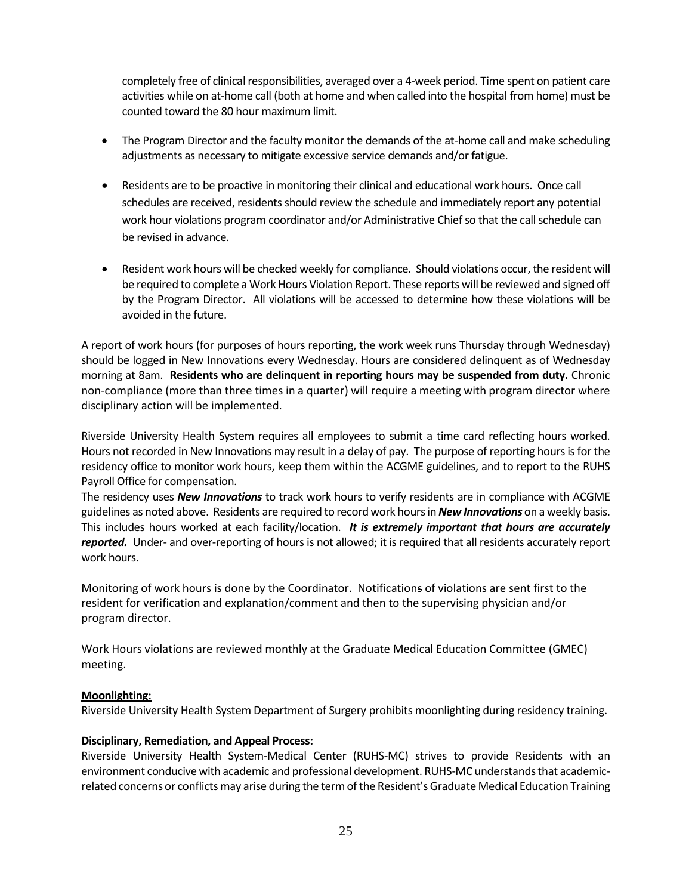completely free of clinical responsibilities, averaged over a 4-week period. Time spent on patient care activities while on at-home call (both at home and when called into the hospital from home) must be counted toward the 80 hour maximum limit.

- The Program Director and the faculty monitor the demands of the at-home call and make scheduling adjustments as necessary to mitigate excessive service demands and/or fatigue.
- Residents are to be proactive in monitoring their clinical and educational work hours. Once call schedules are received, residents should review the schedule and immediately report any potential work hour violations program coordinator and/or Administrative Chief so that the call schedule can be revised in advance.
- Resident work hours will be checked weekly for compliance. Should violations occur, the resident will be required to complete a Work Hours Violation Report. These reports will be reviewed and signed off by the Program Director. All violations will be accessed to determine how these violations will be avoided in the future.

A report of work hours (for purposes of hours reporting, the work week runs Thursday through Wednesday) should be logged in New Innovations every Wednesday. Hours are considered delinquent as of Wednesday morning at 8am. **Residents who are delinquent in reporting hours may be suspended from duty.** Chronic non-compliance (more than three times in a quarter) will require a meeting with program director where disciplinary action will be implemented.

Riverside University Health System requires all employees to submit a time card reflecting hours worked. Hours not recorded in New Innovations may result in a delay of pay. The purpose of reporting hours is for the residency office to monitor work hours, keep them within the ACGME guidelines, and to report to the RUHS Payroll Office for compensation.

The residency uses ***New Innovations*** to track work hours to verify residents are in compliance with ACGME guidelines as noted above. Residents are required to record work hours in ***New Innovations*** on a weekly basis. This includes hours worked at each facility/location. ***It is extremely important that hours are accurately reported.*** Under- and over-reporting of hours is not allowed; it is required that all residents accurately report work hours.

Monitoring of work hours is done by the Coordinator. Notifications of violations are sent first to the resident for verification and explanation/comment and then to the supervising physician and/or program director.

Work Hours violations are reviewed monthly at the Graduate Medical Education Committee (GMEC) meeting.

**Moonlighting:**

Riverside University Health System Department of Surgery prohibits moonlighting during residency training.

**Disciplinary, Remediation, and Appeal Process:**

Riverside University Health System-Medical Center (RUHS-MC) strives to provide Residents with an environment conducive with academic and professional development. RUHS-MC understands that academic-related concerns or conflicts may arise during the term of the Resident's Graduate Medical Education Training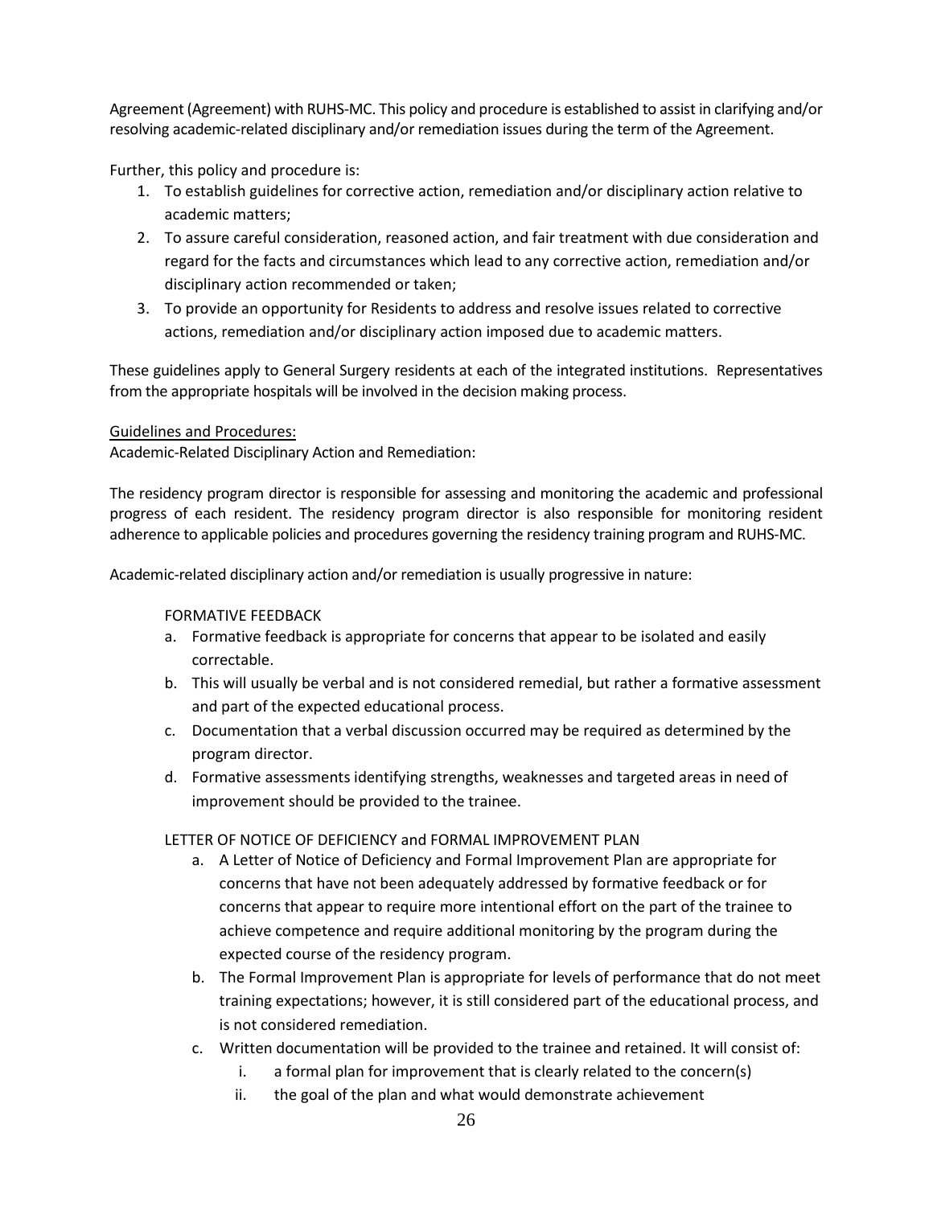Agreement (Agreement) with RUHS-MC. This policy and procedure is established to assist in clarifying and/or resolving academic-related disciplinary and/or remediation issues during the term of the Agreement.

Further, this policy and procedure is:

1. To establish guidelines for corrective action, remediation and/or disciplinary action relative to academic matters;
2. To assure careful consideration, reasoned action, and fair treatment with due consideration and regard for the facts and circumstances which lead to any corrective action, remediation and/or disciplinary action recommended or taken;
3. To provide an opportunity for Residents to address and resolve issues related to corrective actions, remediation and/or disciplinary action imposed due to academic matters.

These guidelines apply to General Surgery residents at each of the integrated institutions. Representatives from the appropriate hospitals will be involved in the decision making process.

Guidelines and Procedures:

Academic-Related Disciplinary Action and Remediation:

The residency program director is responsible for assessing and monitoring the academic and professional progress of each resident. The residency program director is also responsible for monitoring resident adherence to applicable policies and procedures governing the residency training program and RUHS-MC.

Academic-related disciplinary action and/or remediation is usually progressive in nature:

FORMATIVE FEEDBACK

a. Formative feedback is appropriate for concerns that appear to be isolated and easily correctable.
b. This will usually be verbal and is not considered remedial, but rather a formative assessment and part of the expected educational process.
c. Documentation that a verbal discussion occurred may be required as determined by the program director.
d. Formative assessments identifying strengths, weaknesses and targeted areas in need of improvement should be provided to the trainee.

LETTER OF NOTICE OF DEFICIENCY and FORMAL IMPROVEMENT PLAN

a. A Letter of Notice of Deficiency and Formal Improvement Plan are appropriate for concerns that have not been adequately addressed by formative feedback or for concerns that appear to require more intentional effort on the part of the trainee to achieve competence and require additional monitoring by the program during the expected course of the residency program.
b. The Formal Improvement Plan is appropriate for levels of performance that do not meet training expectations; however, it is still considered part of the educational process, and is not considered remediation.
c. Written documentation will be provided to the trainee and retained. It will consist of:
    i. a formal plan for improvement that is clearly related to the concern(s)
    ii. the goal of the plan and what would demonstrate achievement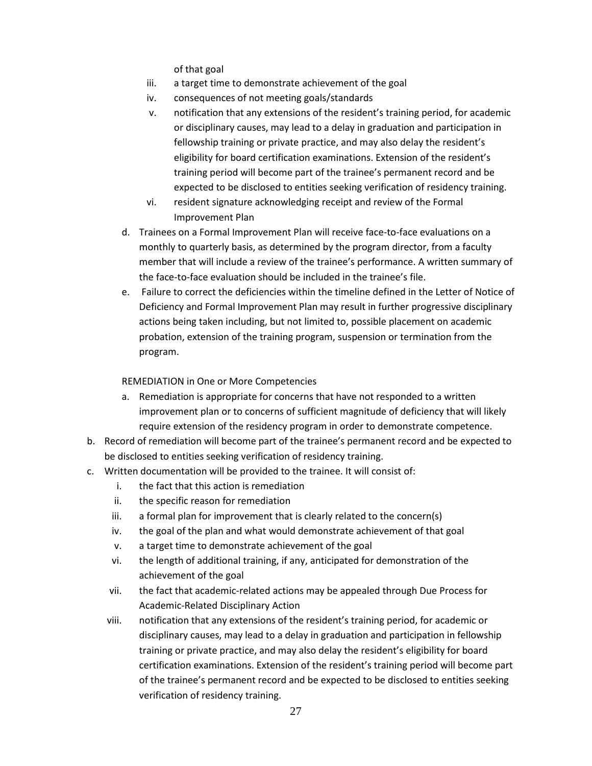of that goal

iii. a target time to demonstrate achievement of the goal

iv. consequences of not meeting goals/standards

v. notification that any extensions of the resident's training period, for academic or disciplinary causes, may lead to a delay in graduation and participation in fellowship training or private practice, and may also delay the resident's eligibility for board certification examinations. Extension of the resident's training period will become part of the trainee's permanent record and be expected to be disclosed to entities seeking verification of residency training.

vi. resident signature acknowledging receipt and review of the Formal Improvement Plan

d. Trainees on a Formal Improvement Plan will receive face-to-face evaluations on a monthly to quarterly basis, as determined by the program director, from a faculty member that will include a review of the trainee's performance. A written summary of the face-to-face evaluation should be included in the trainee's file.

e. Failure to correct the deficiencies within the timeline defined in the Letter of Notice of Deficiency and Formal Improvement Plan may result in further progressive disciplinary actions being taken including, but not limited to, possible placement on academic probation, extension of the training program, suspension or termination from the program.

REMEDIATION in One or More Competencies

a. Remediation is appropriate for concerns that have not responded to a written improvement plan or to concerns of sufficient magnitude of deficiency that will likely require extension of the residency program in order to demonstrate competence.

b. Record of remediation will become part of the trainee's permanent record and be expected to be disclosed to entities seeking verification of residency training.

c. Written documentation will be provided to the trainee. It will consist of:

   i. the fact that this action is remediation
   ii. the specific reason for remediation
   iii. a formal plan for improvement that is clearly related to the concern(s)
   iv. the goal of the plan and what would demonstrate achievement of that goal
   v. a target time to demonstrate achievement of the goal
   vi. the length of additional training, if any, anticipated for demonstration of the achievement of the goal
   vii. the fact that academic-related actions may be appealed through Due Process for Academic-Related Disciplinary Action
   viii. notification that any extensions of the resident's training period, for academic or disciplinary causes, may lead to a delay in graduation and participation in fellowship training or private practice, and may also delay the resident's eligibility for board certification examinations. Extension of the resident's training period will become part of the trainee's permanent record and be expected to be disclosed to entities seeking verification of residency training.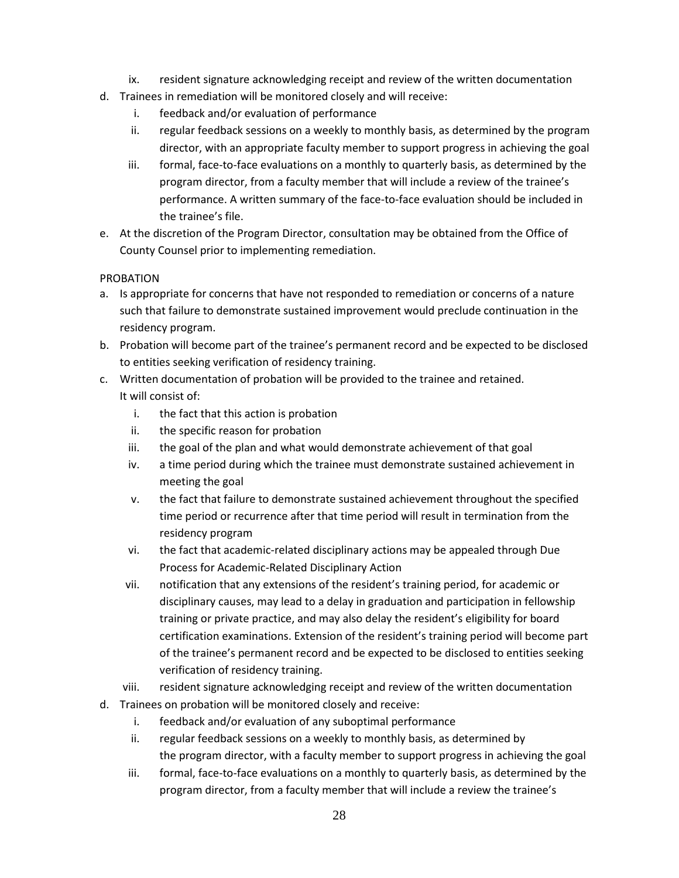ix. resident signature acknowledging receipt and review of the written documentation

d. Trainees in remediation will be monitored closely and will receive:
   i. feedback and/or evaluation of performance
   ii. regular feedback sessions on a weekly to monthly basis, as determined by the program director, with an appropriate faculty member to support progress in achieving the goal
   iii. formal, face-to-face evaluations on a monthly to quarterly basis, as determined by the program director, from a faculty member that will include a review of the trainee's performance. A written summary of the face-to-face evaluation should be included in the trainee's file.

e. At the discretion of the Program Director, consultation may be obtained from the Office of County Counsel prior to implementing remediation.

PROBATION

a. Is appropriate for concerns that have not responded to remediation or concerns of a nature such that failure to demonstrate sustained improvement would preclude continuation in the residency program.

b. Probation will become part of the trainee's permanent record and be expected to be disclosed to entities seeking verification of residency training.

c. Written documentation of probation will be provided to the trainee and retained. It will consist of:
   i. the fact that this action is probation
   ii. the specific reason for probation
   iii. the goal of the plan and what would demonstrate achievement of that goal
   iv. a time period during which the trainee must demonstrate sustained achievement in meeting the goal
   v. the fact that failure to demonstrate sustained achievement throughout the specified time period or recurrence after that time period will result in termination from the residency program
   vi. the fact that academic-related disciplinary actions may be appealed through Due Process for Academic-Related Disciplinary Action
   vii. notification that any extensions of the resident's training period, for academic or disciplinary causes, may lead to a delay in graduation and participation in fellowship training or private practice, and may also delay the resident's eligibility for board certification examinations. Extension of the resident's training period will become part of the trainee's permanent record and be expected to be disclosed to entities seeking verification of residency training.
   viii. resident signature acknowledging receipt and review of the written documentation

d. Trainees on probation will be monitored closely and receive:
   i. feedback and/or evaluation of any suboptimal performance
   ii. regular feedback sessions on a weekly to monthly basis, as determined by the program director, with a faculty member to support progress in achieving the goal
   iii. formal, face-to-face evaluations on a monthly to quarterly basis, as determined by the program director, from a faculty member that will include a review the trainee's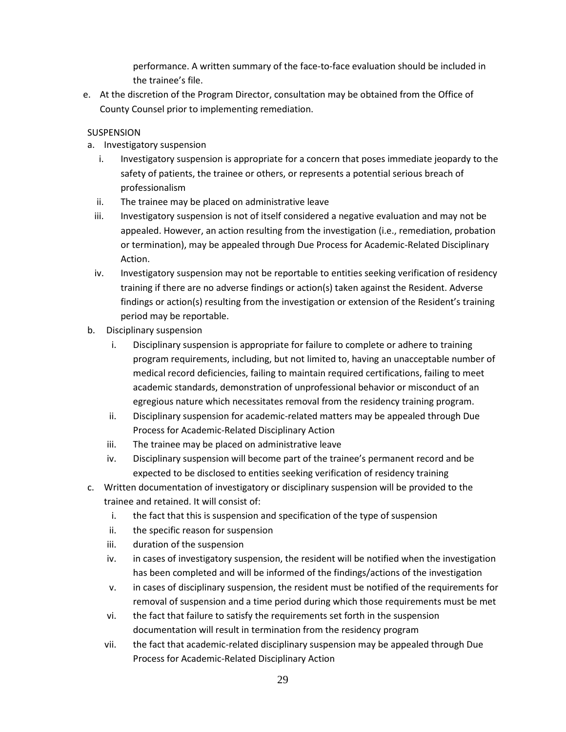performance. A written summary of the face-to-face evaluation should be included in the trainee's file.

e. At the discretion of the Program Director, consultation may be obtained from the Office of County Counsel prior to implementing remediation.

SUSPENSION

a. Investigatory suspension
   i. Investigatory suspension is appropriate for a concern that poses immediate jeopardy to the safety of patients, the trainee or others, or represents a potential serious breach of professionalism
   ii. The trainee may be placed on administrative leave
   iii. Investigatory suspension is not of itself considered a negative evaluation and may not be appealed. However, an action resulting from the investigation (i.e., remediation, probation or termination), may be appealed through Due Process for Academic-Related Disciplinary Action.
   iv. Investigatory suspension may not be reportable to entities seeking verification of residency training if there are no adverse findings or action(s) taken against the Resident. Adverse findings or action(s) resulting from the investigation or extension of the Resident's training period may be reportable.
b. Disciplinary suspension
   i. Disciplinary suspension is appropriate for failure to complete or adhere to training program requirements, including, but not limited to, having an unacceptable number of medical record deficiencies, failing to maintain required certifications, failing to meet academic standards, demonstration of unprofessional behavior or misconduct of an egregious nature which necessitates removal from the residency training program.
   ii. Disciplinary suspension for academic-related matters may be appealed through Due Process for Academic-Related Disciplinary Action
   iii. The trainee may be placed on administrative leave
   iv. Disciplinary suspension will become part of the trainee's permanent record and be expected to be disclosed to entities seeking verification of residency training
c. Written documentation of investigatory or disciplinary suspension will be provided to the trainee and retained. It will consist of:
   i. the fact that this is suspension and specification of the type of suspension
   ii. the specific reason for suspension
   iii. duration of the suspension
   iv. in cases of investigatory suspension, the resident will be notified when the investigation has been completed and will be informed of the findings/actions of the investigation
   v. in cases of disciplinary suspension, the resident must be notified of the requirements for removal of suspension and a time period during which those requirements must be met
   vi. the fact that failure to satisfy the requirements set forth in the suspension documentation will result in termination from the residency program
   vii. the fact that academic-related disciplinary suspension may be appealed through Due Process for Academic-Related Disciplinary Action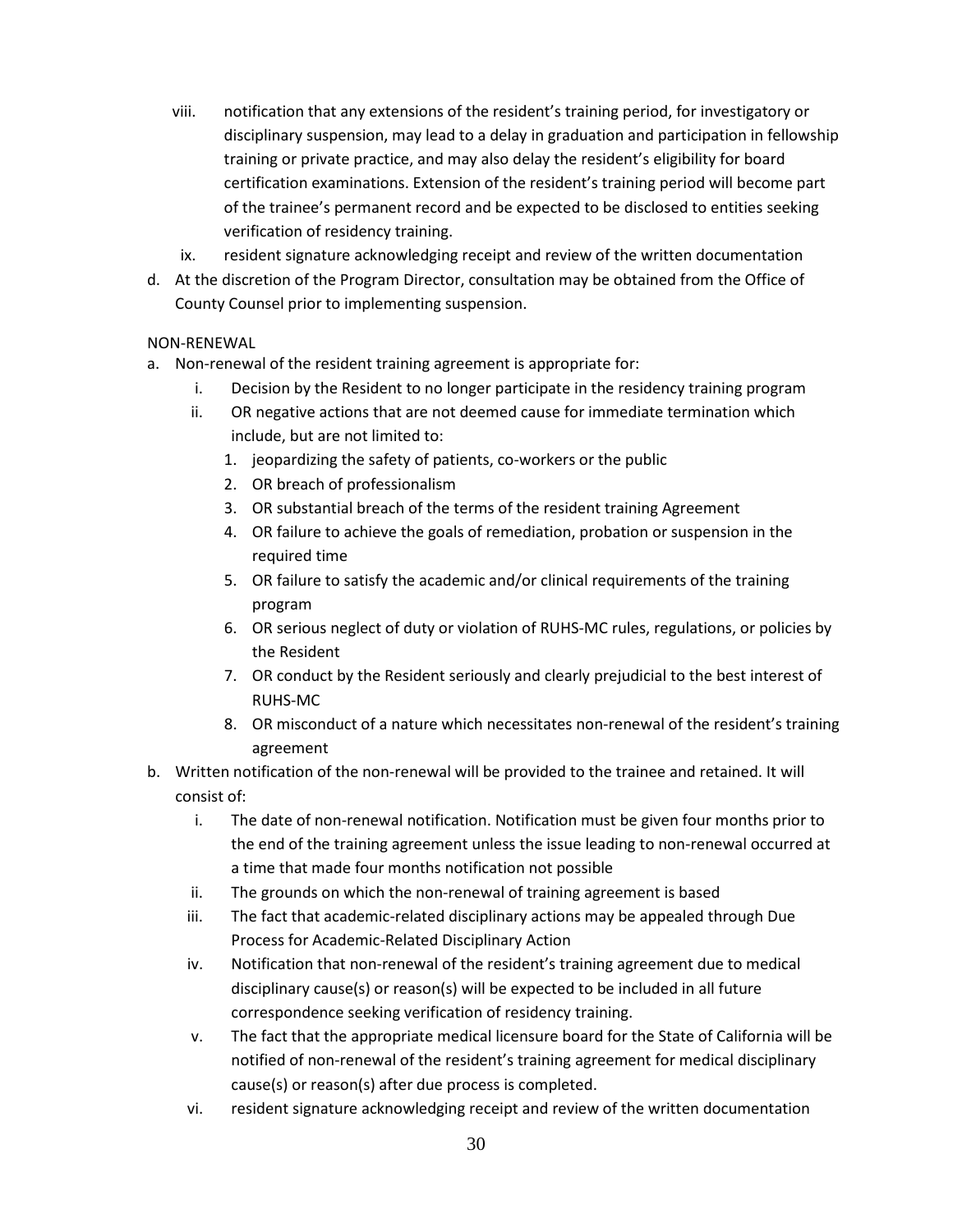viii. notification that any extensions of the resident's training period, for investigatory or disciplinary suspension, may lead to a delay in graduation and participation in fellowship training or private practice, and may also delay the resident's eligibility for board certification examinations. Extension of the resident's training period will become part of the trainee's permanent record and be expected to be disclosed to entities seeking verification of residency training.

ix. resident signature acknowledging receipt and review of the written documentation

d. At the discretion of the Program Director, consultation may be obtained from the Office of County Counsel prior to implementing suspension.

NON-RENEWAL

a. Non-renewal of the resident training agreement is appropriate for:
   i. Decision by the Resident to no longer participate in the residency training program
   ii. OR negative actions that are not deemed cause for immediate termination which include, but are not limited to:
      1. jeopardizing the safety of patients, co-workers or the public
      2. OR breach of professionalism
      3. OR substantial breach of the terms of the resident training Agreement
      4. OR failure to achieve the goals of remediation, probation or suspension in the required time
      5. OR failure to satisfy the academic and/or clinical requirements of the training program
      6. OR serious neglect of duty or violation of RUHS-MC rules, regulations, or policies by the Resident
      7. OR conduct by the Resident seriously and clearly prejudicial to the best interest of RUHS-MC
      8. OR misconduct of a nature which necessitates non-renewal of the resident's training agreement

b. Written notification of the non-renewal will be provided to the trainee and retained. It will consist of:
   i. The date of non-renewal notification. Notification must be given four months prior to the end of the training agreement unless the issue leading to non-renewal occurred at a time that made four months notification not possible
   ii. The grounds on which the non-renewal of training agreement is based
   iii. The fact that academic-related disciplinary actions may be appealed through Due Process for Academic-Related Disciplinary Action
   iv. Notification that non-renewal of the resident's training agreement due to medical disciplinary cause(s) or reason(s) will be expected to be included in all future correspondence seeking verification of residency training.
   v. The fact that the appropriate medical licensure board for the State of California will be notified of non-renewal of the resident's training agreement for medical disciplinary cause(s) or reason(s) after due process is completed.
   vi. resident signature acknowledging receipt and review of the written documentation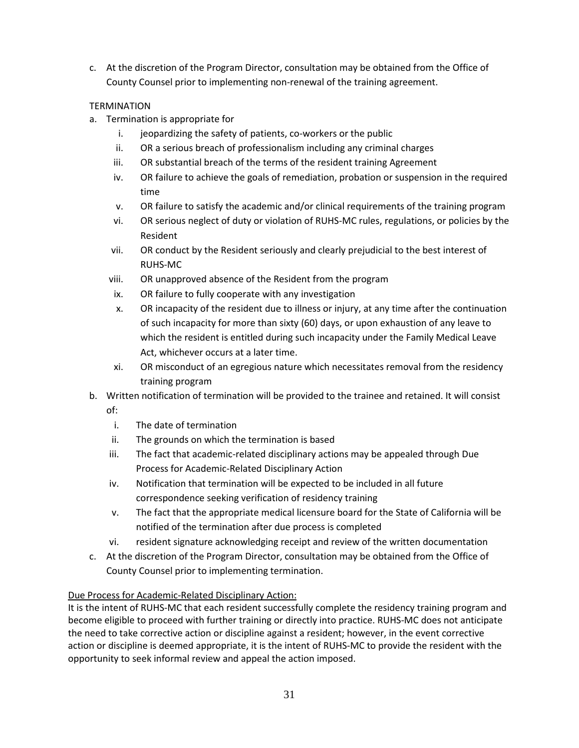c. At the discretion of the Program Director, consultation may be obtained from the Office of County Counsel prior to implementing non-renewal of the training agreement.

TERMINATION

a. Termination is appropriate for
    i. jeopardizing the safety of patients, co-workers or the public
    ii. OR a serious breach of professionalism including any criminal charges
    iii. OR substantial breach of the terms of the resident training Agreement
    iv. OR failure to achieve the goals of remediation, probation or suspension in the required time
    v. OR failure to satisfy the academic and/or clinical requirements of the training program
    vi. OR serious neglect of duty or violation of RUHS-MC rules, regulations, or policies by the Resident
    vii. OR conduct by the Resident seriously and clearly prejudicial to the best interest of RUHS-MC
    viii. OR unapproved absence of the Resident from the program
    ix. OR failure to fully cooperate with any investigation
    x. OR incapacity of the resident due to illness or injury, at any time after the continuation of such incapacity for more than sixty (60) days, or upon exhaustion of any leave to which the resident is entitled during such incapacity under the Family Medical Leave Act, whichever occurs at a later time.
    xi. OR misconduct of an egregious nature which necessitates removal from the residency training program
b. Written notification of termination will be provided to the trainee and retained. It will consist of:
    i. The date of termination
    ii. The grounds on which the termination is based
    iii. The fact that academic-related disciplinary actions may be appealed through Due Process for Academic-Related Disciplinary Action
    iv. Notification that termination will be expected to be included in all future correspondence seeking verification of residency training
    v. The fact that the appropriate medical licensure board for the State of California will be notified of the termination after due process is completed
    vi. resident signature acknowledging receipt and review of the written documentation
c. At the discretion of the Program Director, consultation may be obtained from the Office of County Counsel prior to implementing termination.

<u>Due Process for Academic-Related Disciplinary Action:</u>

It is the intent of RUHS-MC that each resident successfully complete the residency training program and become eligible to proceed with further training or directly into practice. RUHS-MC does not anticipate the need to take corrective action or discipline against a resident; however, in the event corrective action or discipline is deemed appropriate, it is the intent of RUHS-MC to provide the resident with the opportunity to seek informal review and appeal the action imposed.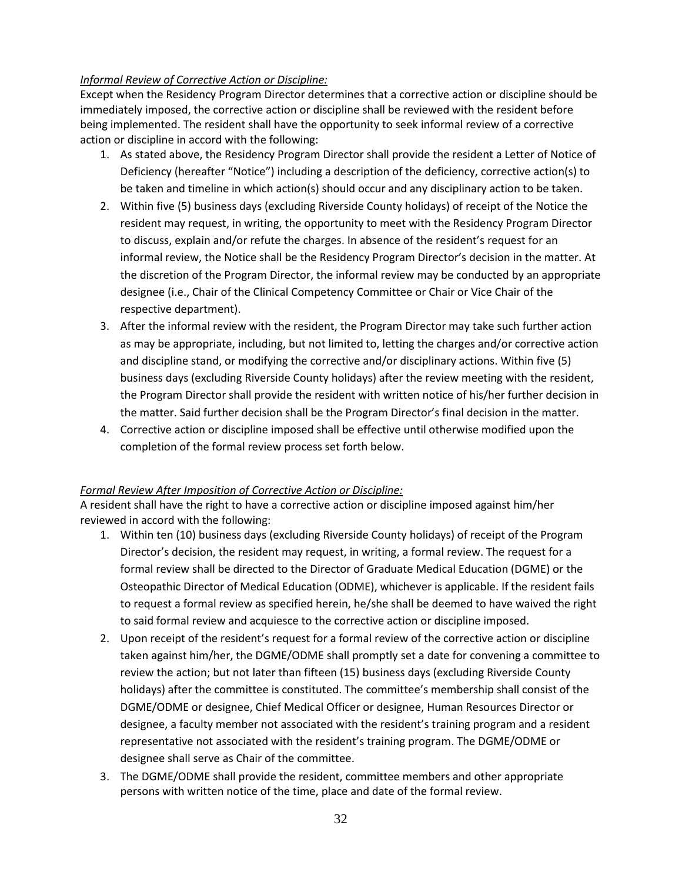*Informal Review of Corrective Action or Discipline:*

Except when the Residency Program Director determines that a corrective action or discipline should be immediately imposed, the corrective action or discipline shall be reviewed with the resident before being implemented. The resident shall have the opportunity to seek informal review of a corrective action or discipline in accord with the following:

1. As stated above, the Residency Program Director shall provide the resident a Letter of Notice of Deficiency (hereafter "Notice") including a description of the deficiency, corrective action(s) to be taken and timeline in which action(s) should occur and any disciplinary action to be taken.
2. Within five (5) business days (excluding Riverside County holidays) of receipt of the Notice the resident may request, in writing, the opportunity to meet with the Residency Program Director to discuss, explain and/or refute the charges. In absence of the resident's request for an informal review, the Notice shall be the Residency Program Director's decision in the matter. At the discretion of the Program Director, the informal review may be conducted by an appropriate designee (i.e., Chair of the Clinical Competency Committee or Chair or Vice Chair of the respective department).
3. After the informal review with the resident, the Program Director may take such further action as may be appropriate, including, but not limited to, letting the charges and/or corrective action and discipline stand, or modifying the corrective and/or disciplinary actions. Within five (5) business days (excluding Riverside County holidays) after the review meeting with the resident, the Program Director shall provide the resident with written notice of his/her further decision in the matter. Said further decision shall be the Program Director's final decision in the matter.
4. Corrective action or discipline imposed shall be effective until otherwise modified upon the completion of the formal review process set forth below.

*Formal Review After Imposition of Corrective Action or Discipline:*

A resident shall have the right to have a corrective action or discipline imposed against him/her reviewed in accord with the following:

1. Within ten (10) business days (excluding Riverside County holidays) of receipt of the Program Director's decision, the resident may request, in writing, a formal review. The request for a formal review shall be directed to the Director of Graduate Medical Education (DGME) or the Osteopathic Director of Medical Education (ODME), whichever is applicable. If the resident fails to request a formal review as specified herein, he/she shall be deemed to have waived the right to said formal review and acquiesce to the corrective action or discipline imposed.
2. Upon receipt of the resident's request for a formal review of the corrective action or discipline taken against him/her, the DGME/ODME shall promptly set a date for convening a committee to review the action; but not later than fifteen (15) business days (excluding Riverside County holidays) after the committee is constituted. The committee's membership shall consist of the DGME/ODME or designee, Chief Medical Officer or designee, Human Resources Director or designee, a faculty member not associated with the resident's training program and a resident representative not associated with the resident's training program. The DGME/ODME or designee shall serve as Chair of the committee.
3. The DGME/ODME shall provide the resident, committee members and other appropriate persons with written notice of the time, place and date of the formal review.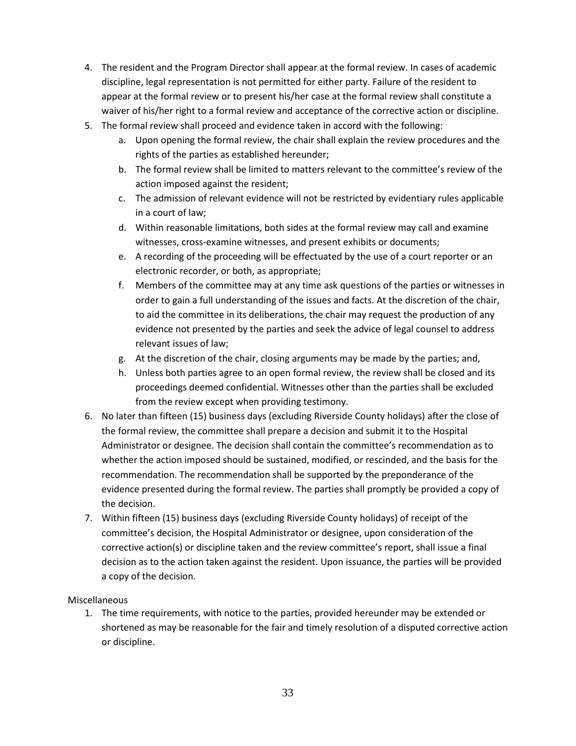4. The resident and the Program Director shall appear at the formal review. In cases of academic discipline, legal representation is not permitted for either party. Failure of the resident to appear at the formal review or to present his/her case at the formal review shall constitute a waiver of his/her right to a formal review and acceptance of the corrective action or discipline.
5. The formal review shall proceed and evidence taken in accord with the following:
   a. Upon opening the formal review, the chair shall explain the review procedures and the rights of the parties as established hereunder;
   b. The formal review shall be limited to matters relevant to the committee's review of the action imposed against the resident;
   c. The admission of relevant evidence will not be restricted by evidentiary rules applicable in a court of law;
   d. Within reasonable limitations, both sides at the formal review may call and examine witnesses, cross-examine witnesses, and present exhibits or documents;
   e. A recording of the proceeding will be effectuated by the use of a court reporter or an electronic recorder, or both, as appropriate;
   f. Members of the committee may at any time ask questions of the parties or witnesses in order to gain a full understanding of the issues and facts. At the discretion of the chair, to aid the committee in its deliberations, the chair may request the production of any evidence not presented by the parties and seek the advice of legal counsel to address relevant issues of law;
   g. At the discretion of the chair, closing arguments may be made by the parties; and,
   h. Unless both parties agree to an open formal review, the review shall be closed and its proceedings deemed confidential. Witnesses other than the parties shall be excluded from the review except when providing testimony.
6. No later than fifteen (15) business days (excluding Riverside County holidays) after the close of the formal review, the committee shall prepare a decision and submit it to the Hospital Administrator or designee. The decision shall contain the committee's recommendation as to whether the action imposed should be sustained, modified, or rescinded, and the basis for the recommendation. The recommendation shall be supported by the preponderance of the evidence presented during the formal review. The parties shall promptly be provided a copy of the decision.
7. Within fifteen (15) business days (excluding Riverside County holidays) of receipt of the committee's decision, the Hospital Administrator or designee, upon consideration of the corrective action(s) or discipline taken and the review committee's report, shall issue a final decision as to the action taken against the resident. Upon issuance, the parties will be provided a copy of the decision.

Miscellaneous

1. The time requirements, with notice to the parties, provided hereunder may be extended or shortened as may be reasonable for the fair and timely resolution of a disputed corrective action or discipline.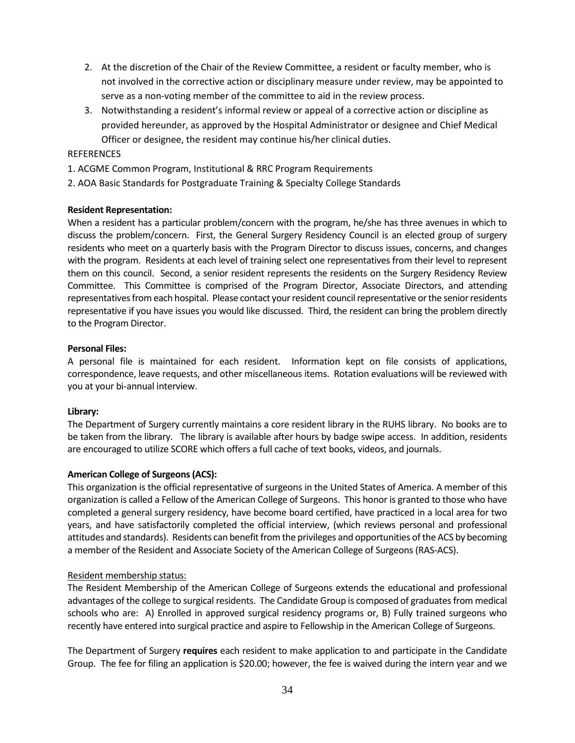2. At the discretion of the Chair of the Review Committee, a resident or faculty member, who is not involved in the corrective action or disciplinary measure under review, may be appointed to serve as a non-voting member of the committee to aid in the review process.
3. Notwithstanding a resident's informal review or appeal of a corrective action or discipline as provided hereunder, as approved by the Hospital Administrator or designee and Chief Medical Officer or designee, the resident may continue his/her clinical duties.

REFERENCES

1. ACGME Common Program, Institutional & RRC Program Requirements
2. AOA Basic Standards for Postgraduate Training & Specialty College Standards

**Resident Representation:**

When a resident has a particular problem/concern with the program, he/she has three avenues in which to discuss the problem/concern. First, the General Surgery Residency Council is an elected group of surgery residents who meet on a quarterly basis with the Program Director to discuss issues, concerns, and changes with the program. Residents at each level of training select one representatives from their level to represent them on this council. Second, a senior resident represents the residents on the Surgery Residency Review Committee. This Committee is comprised of the Program Director, Associate Directors, and attending representatives from each hospital. Please contact your resident council representative or the senior residents representative if you have issues you would like discussed. Third, the resident can bring the problem directly to the Program Director.

**Personal Files:**

A personal file is maintained for each resident. Information kept on file consists of applications, correspondence, leave requests, and other miscellaneous items. Rotation evaluations will be reviewed with you at your bi-annual interview.

**Library:**

The Department of Surgery currently maintains a core resident library in the RUHS library. No books are to be taken from the library. The library is available after hours by badge swipe access. In addition, residents are encouraged to utilize SCORE which offers a full cache of text books, videos, and journals.

**American College of Surgeons (ACS):**

This organization is the official representative of surgeons in the United States of America. A member of this organization is called a Fellow of the American College of Surgeons. This honor is granted to those who have completed a general surgery residency, have become board certified, have practiced in a local area for two years, and have satisfactorily completed the official interview, (which reviews personal and professional attitudes and standards). Residents can benefit from the privileges and opportunities of the ACS by becoming a member of the Resident and Associate Society of the American College of Surgeons (RAS-ACS).

<u>Resident membership status:</u>

The Resident Membership of the American College of Surgeons extends the educational and professional advantages of the college to surgical residents. The Candidate Group is composed of graduates from medical schools who are: A) Enrolled in approved surgical residency programs or, B) Fully trained surgeons who recently have entered into surgical practice and aspire to Fellowship in the American College of Surgeons.

The Department of Surgery **requires** each resident to make application to and participate in the Candidate Group. The fee for filing an application is $20.00; however, the fee is waived during the intern year and we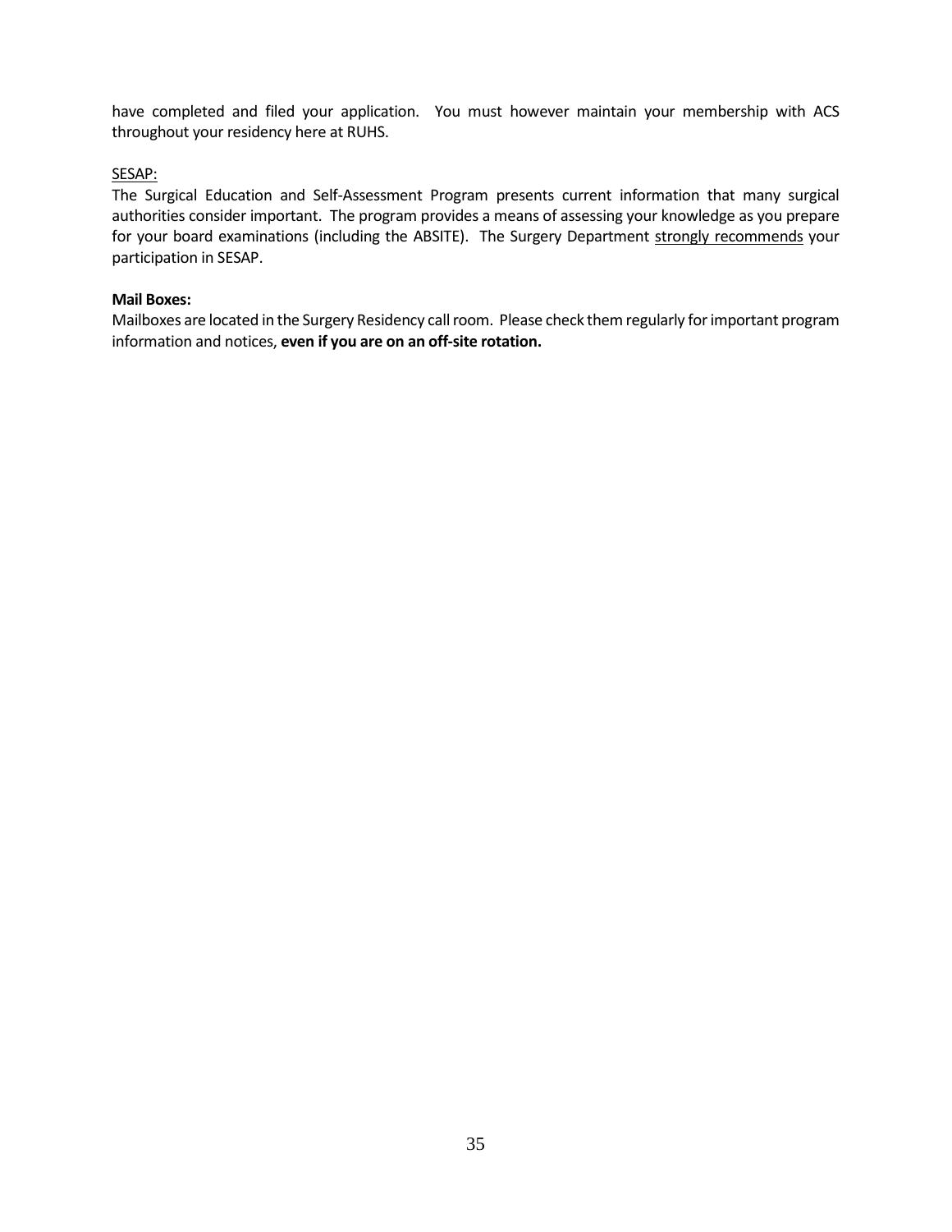have completed and filed your application. You must however maintain your membership with ACS throughout your residency here at RUHS.

<u>SESAP:</u>

The Surgical Education and Self-Assessment Program presents current information that many surgical authorities consider important. The program provides a means of assessing your knowledge as you prepare for your board examinations (including the ABSITE). The Surgery Department <u>strongly recommends</u> your participation in SESAP.

**Mail Boxes:**

Mailboxes are located in the Surgery Residency call room. Please check them regularly for important program information and notices, **even if you are on an off-site rotation.**